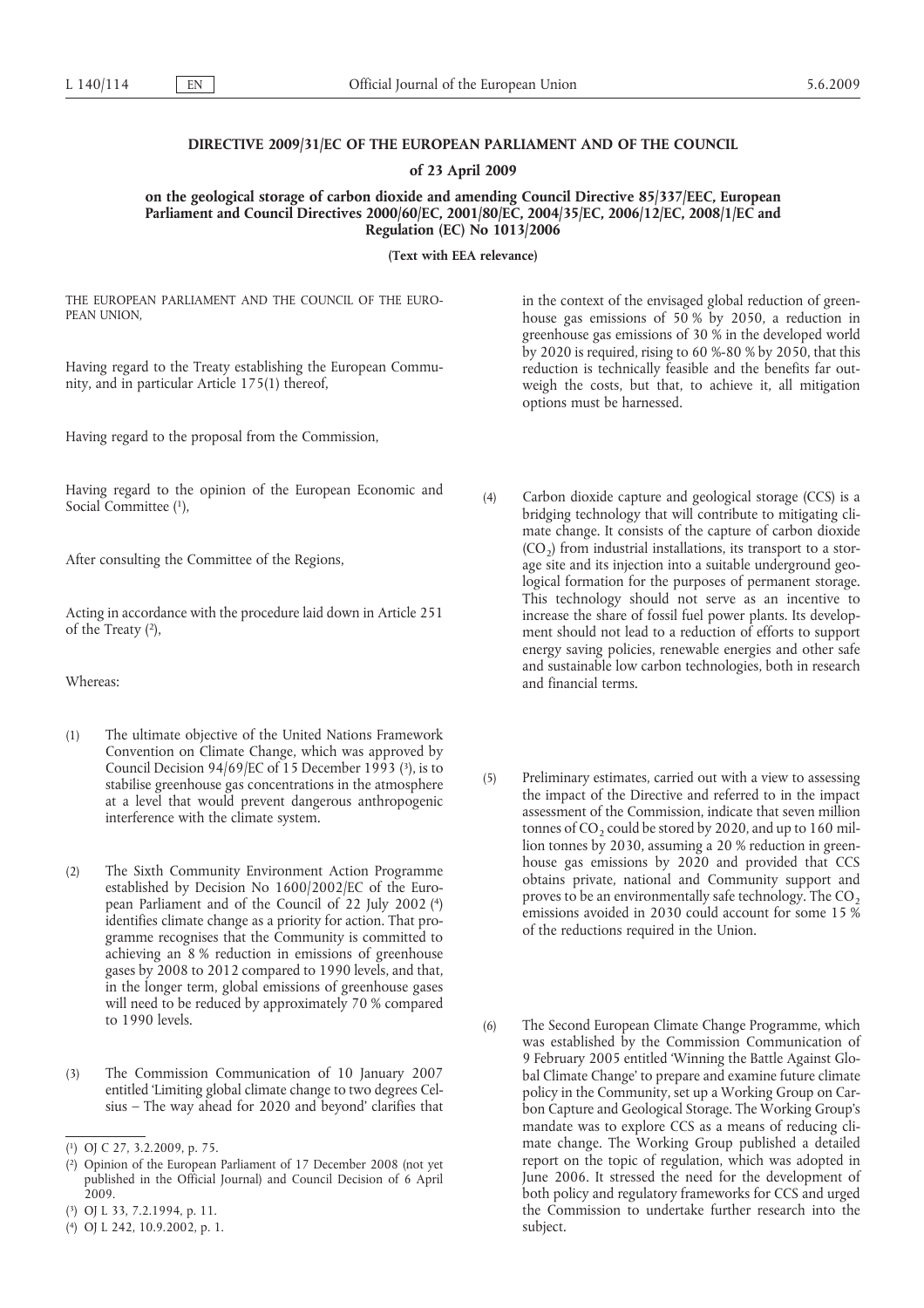# DIRECTIVE 2009/31/EC OF THE EUROPEAN PARLIAMENT AND OF THE COUNCIL

## of 23 April 2009

## on the geological storage of carbon dioxide and amending Council Directive 85/337/EEC, European Parliament and Council Directives 2000/60/EC, 2001/80/EC, 2004/35/EC, 2006/12/EC, 2008/1/EC and Regulation (EC) No 1013/2006

**(Text with EEA relevance)**

THE EUROPEAN PARLIAMENT AND THE COUNCIL OF THE EUROPEAN UNION,

Having regard to the Treaty establishing the European Community, and in particular Article 175(1) thereof,

Having regard to the proposal from the Commission,

Having regard to the opinion of the European Economic and Social Committee [1],

After consulting the Committee of the Regions,

Acting in accordance with the procedure laid down in Article 251 of the Treaty [2],

Whereas:

(1) The ultimate objective of the United Nations Framework Convention on Climate Change, which was approved by Council Decision 94/69/EC of 15 December 1993 [3], is to stabilise greenhouse gas concentrations in the atmosphere at a level that would prevent dangerous anthropogenic interference with the climate system.

(2) The Sixth Community Environment Action Programme established by Decision No 1600/2002/EC of the European Parliament and of the Council of 22 July 2002 [4] identifies climate change as a priority for action. That programme recognises that the Community is committed to achieving an 8 % reduction in emissions of greenhouse gases by 2008 to 2012 compared to 1990 levels, and that, in the longer term, global emissions of greenhouse gases will need to be reduced by approximately 70 % compared to 1990 levels.

(3) The Commission Communication of 10 January 2007 entitled 'Limiting global climate change to two degrees Celsius – The way ahead for 2020 and beyond' clarifies that in the context of the envisaged global reduction of greenhouse gas emissions of 50 % by 2050, a reduction in greenhouse gas emissions of 30 % in the developed world by 2020 is required, rising to 60 %-80 % by 2050, that this reduction is technically feasible and the benefits far outweigh the costs, but that, to achieve it, all mitigation options must be harnessed.

(4) Carbon dioxide capture and geological storage (CCS) is a bridging technology that will contribute to mitigating climate change. It consists of the capture of carbon dioxide ($CO_2$) from industrial installations, its transport to a storage site and its injection into a suitable underground geological formation for the purposes of permanent storage. This technology should not serve as an incentive to increase the share of fossil fuel power plants. Its development should not lead to a reduction of efforts to support energy saving policies, renewable energies and other safe and sustainable low carbon technologies, both in research and financial terms.

(5) Preliminary estimates, carried out with a view to assessing the impact of the Directive and referred to in the impact assessment of the Commission, indicate that seven million tonnes of $CO_2$ could be stored by 2020, and up to 160 million tonnes by 2030, assuming a 20 % reduction in greenhouse gas emissions by 2020 and provided that CCS obtains private, national and Community support and proves to be an environmentally safe technology. The $CO_2$ emissions avoided in 2030 could account for some 15 % of the reductions required in the Union.

(6) The Second European Climate Change Programme, which was established by the Commission Communication of 9 February 2005 entitled 'Winning the Battle Against Global Climate Change' to prepare and examine future climate policy in the Community, set up a Working Group on Carbon Capture and Geological Storage. The Working Group's mandate was to explore CCS as a means of reducing climate change. The Working Group published a detailed report on the topic of regulation, which was adopted in June 2006. It stressed the need for the development of both policy and regulatory frameworks for CCS and urged the Commission to undertake further research into the subject.

---

[1] OJ C 27, 3.2.2009, p. 75.

[2] Opinion of the European Parliament of 17 December 2008 (not yet published in the Official Journal) and Council Decision of 6 April 2009.

[3] OJ L 33, 7.2.1994, p. 11.

[4] OJ L 242, 10.9.2002, p. 1.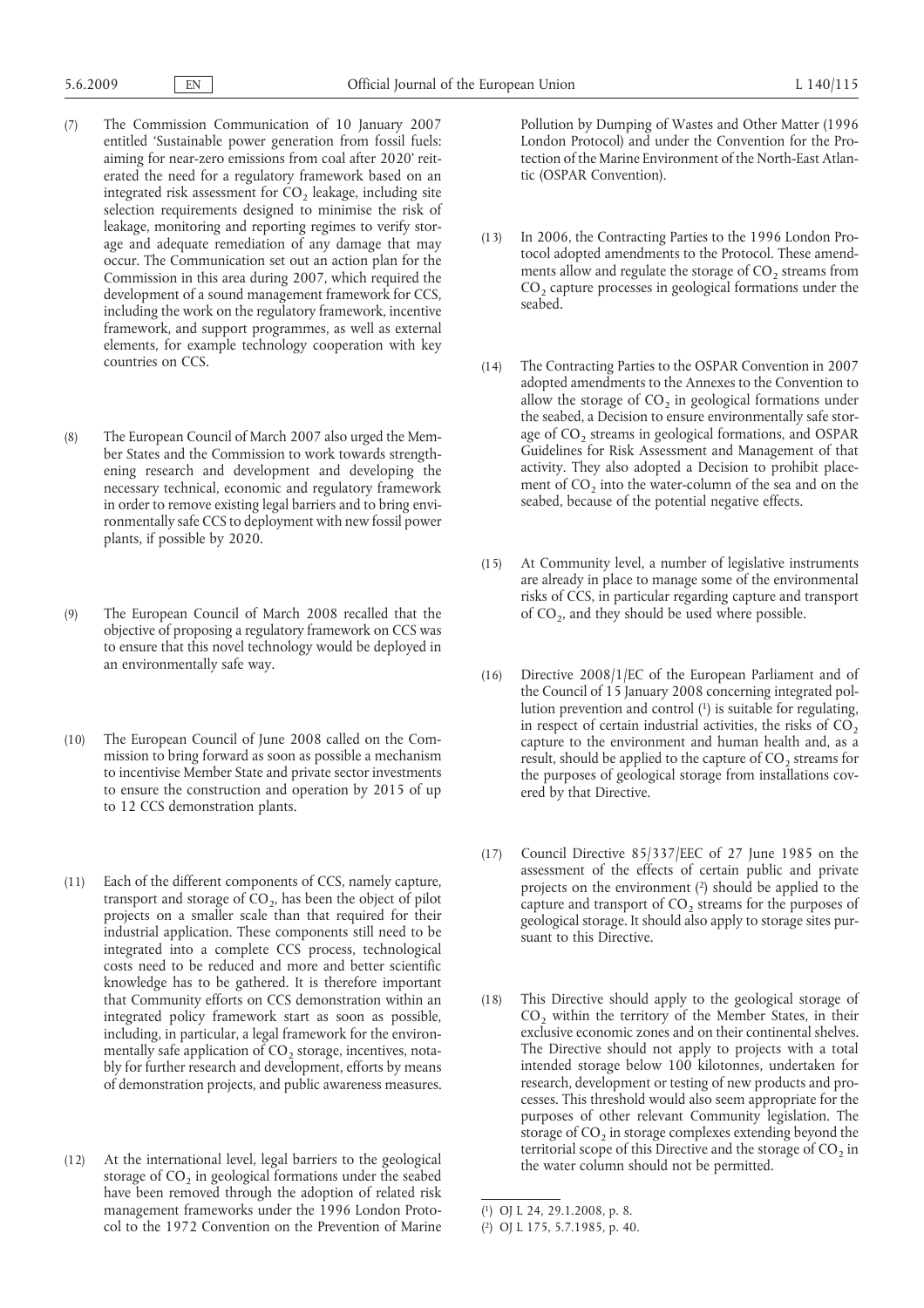(7) The Commission Communication of 10 January 2007 entitled 'Sustainable power generation from fossil fuels: aiming for near-zero emissions from coal after 2020' reiterated the need for a regulatory framework based on an integrated risk assessment for $CO_2$ leakage, including site selection requirements designed to minimise the risk of leakage, monitoring and reporting regimes to verify storage and adequate remediation of any damage that may occur. The Communication set out an action plan for the Commission in this area during 2007, which required the development of a sound management framework for CCS, including the work on the regulatory framework, incentive framework, and support programmes, as well as external elements, for example technology cooperation with key countries on CCS.

(8) The European Council of March 2007 also urged the Member States and the Commission to work towards strengthening research and development and developing the necessary technical, economic and regulatory framework in order to remove existing legal barriers and to bring environmentally safe CCS to deployment with new fossil power plants, if possible by 2020.

(9) The European Council of March 2008 recalled that the objective of proposing a regulatory framework on CCS was to ensure that this novel technology would be deployed in an environmentally safe way.

(10) The European Council of June 2008 called on the Commission to bring forward as soon as possible a mechanism to incentivise Member State and private sector investments to ensure the construction and operation by 2015 of up to 12 CCS demonstration plants.

(11) Each of the different components of CCS, namely capture, transport and storage of $CO_2$, has been the object of pilot projects on a smaller scale than that required for their industrial application. These components still need to be integrated into a complete CCS process, technological costs need to be reduced and more and better scientific knowledge has to be gathered. It is therefore important that Community efforts on CCS demonstration within an integrated policy framework start as soon as possible, including, in particular, a legal framework for the environmentally safe application of $CO_2$ storage, incentives, notably for further research and development, efforts by means of demonstration projects, and public awareness measures.

(12) At the international level, legal barriers to the geological storage of $CO_2$ in geological formations under the seabed have been removed through the adoption of related risk management frameworks under the 1996 London Protocol to the 1972 Convention on the Prevention of Marine Pollution by Dumping of Wastes and Other Matter (1996 London Protocol) and under the Convention for the Protection of the Marine Environment of the North-East Atlantic (OSPAR Convention).

(13) In 2006, the Contracting Parties to the 1996 London Protocol adopted amendments to the Protocol. These amendments allow and regulate the storage of $CO_2$ streams from $CO_2$ capture processes in geological formations under the seabed.

(14) The Contracting Parties to the OSPAR Convention in 2007 adopted amendments to the Annexes to the Convention to allow the storage of $CO_2$ in geological formations under the seabed, a Decision to ensure environmentally safe storage of $CO_2$ streams in geological formations, and OSPAR Guidelines for Risk Assessment and Management of that activity. They also adopted a Decision to prohibit placement of $CO_2$ into the water-column of the sea and on the seabed, because of the potential negative effects.

(15) At Community level, a number of legislative instruments are already in place to manage some of the environmental risks of CCS, in particular regarding capture and transport of $CO_2$, and they should be used where possible.

(16) Directive 2008/1/EC of the European Parliament and of the Council of 15 January 2008 concerning integrated pollution prevention and control [1] is suitable for regulating, in respect of certain industrial activities, the risks of $CO_2$ capture to the environment and human health and, as a result, should be applied to the capture of $CO_2$ streams for the purposes of geological storage from installations covered by that Directive.

(17) Council Directive 85/337/EEC of 27 June 1985 on the assessment of the effects of certain public and private projects on the environment [2] should be applied to the capture and transport of $CO_2$ streams for the purposes of geological storage. It should also apply to storage sites pursuant to this Directive.

(18) This Directive should apply to the geological storage of $CO_2$ within the territory of the Member States, in their exclusive economic zones and on their continental shelves. The Directive should not apply to projects with a total intended storage below 100 kilotonnes, undertaken for research, development or testing of new products and processes. This threshold would also seem appropriate for the purposes of other relevant Community legislation. The storage of $CO_2$ in storage complexes extending beyond the territorial scope of this Directive and the storage of $CO_2$ in the water column should not be permitted.

[1] OJ L 24, 29.1.2008, p. 8.

[2] OJ L 175, 5.7.1985, p. 40.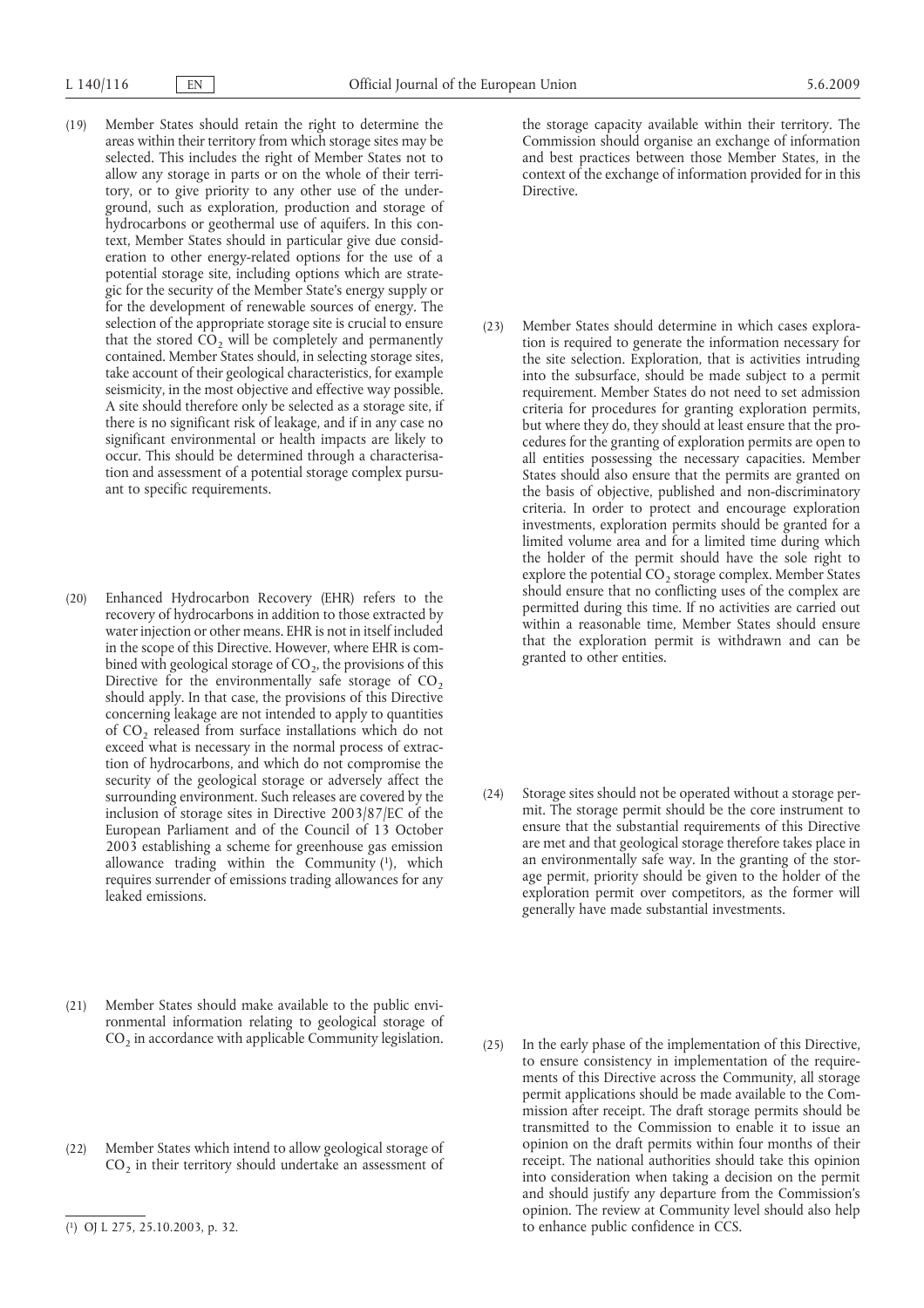(19) Member States should retain the right to determine the areas within their territory from which storage sites may be selected. This includes the right of Member States not to allow any storage in parts or on the whole of their territory, or to give priority to any other use of the underground, such as exploration, production and storage of hydrocarbons or geothermal use of aquifers. In this context, Member States should in particular give due consideration to other energy-related options for the use of a potential storage site, including options which are strategic for the security of the Member State's energy supply or for the development of renewable sources of energy. The selection of the appropriate storage site is crucial to ensure that the stored $CO_2$ will be completely and permanently contained. Member States should, in selecting storage sites, take account of their geological characteristics, for example seismicity, in the most objective and effective way possible. A site should therefore only be selected as a storage site, if there is no significant risk of leakage, and if in any case no significant environmental or health impacts are likely to occur. This should be determined through a characterisation and assessment of a potential storage complex pursuant to specific requirements.

(20) Enhanced Hydrocarbon Recovery (EHR) refers to the recovery of hydrocarbons in addition to those extracted by water injection or other means. EHR is not in itself included in the scope of this Directive. However, where EHR is combined with geological storage of $CO_2$, the provisions of this Directive for the environmentally safe storage of $CO_2$ should apply. In that case, the provisions of this Directive concerning leakage are not intended to apply to quantities of $CO_2$ released from surface installations which do not exceed what is necessary in the normal process of extraction of hydrocarbons, and which do not compromise the security of the geological storage or adversely affect the surrounding environment. Such releases are covered by the inclusion of storage sites in Directive 2003/87/EC of the European Parliament and of the Council of 13 October 2003 establishing a scheme for greenhouse gas emission allowance trading within the Community [1], which requires surrender of emissions trading allowances for any leaked emissions.

(21) Member States should make available to the public environmental information relating to geological storage of $CO_2$ in accordance with applicable Community legislation.

(22) Member States which intend to allow geological storage of $CO_2$ in their territory should undertake an assessment of the storage capacity available within their territory. The Commission should organise an exchange of information and best practices between those Member States, in the context of the exchange of information provided for in this Directive.

(23) Member States should determine in which cases exploration is required to generate the information necessary for the site selection. Exploration, that is activities intruding into the subsurface, should be made subject to a permit requirement. Member States do not need to set admission criteria for procedures for granting exploration permits, but where they do, they should at least ensure that the procedures for the granting of exploration permits are open to all entities possessing the necessary capacities. Member States should also ensure that the permits are granted on the basis of objective, published and non-discriminatory criteria. In order to protect and encourage exploration investments, exploration permits should be granted for a limited volume area and for a limited time during which the holder of the permit should have the sole right to explore the potential $CO_2$ storage complex. Member States should ensure that no conflicting uses of the complex are permitted during this time. If no activities are carried out within a reasonable time, Member States should ensure that the exploration permit is withdrawn and can be granted to other entities.

(24) Storage sites should not be operated without a storage permit. The storage permit should be the core instrument to ensure that the substantial requirements of this Directive are met and that geological storage therefore takes place in an environmentally safe way. In the granting of the storage permit, priority should be given to the holder of the exploration permit over competitors, as the former will generally have made substantial investments.

(25) In the early phase of the implementation of this Directive, to ensure consistency in implementation of the requirements of this Directive across the Community, all storage permit applications should be made available to the Commission after receipt. The draft storage permits should be transmitted to the Commission to enable it to issue an opinion on the draft permits within four months of their receipt. The national authorities should take this opinion into consideration when taking a decision on the permit and should justify any departure from the Commission's opinion. The review at Community level should also help to enhance public confidence in CCS.

---

[1] OJ L 275, 25.10.2003, p. 32.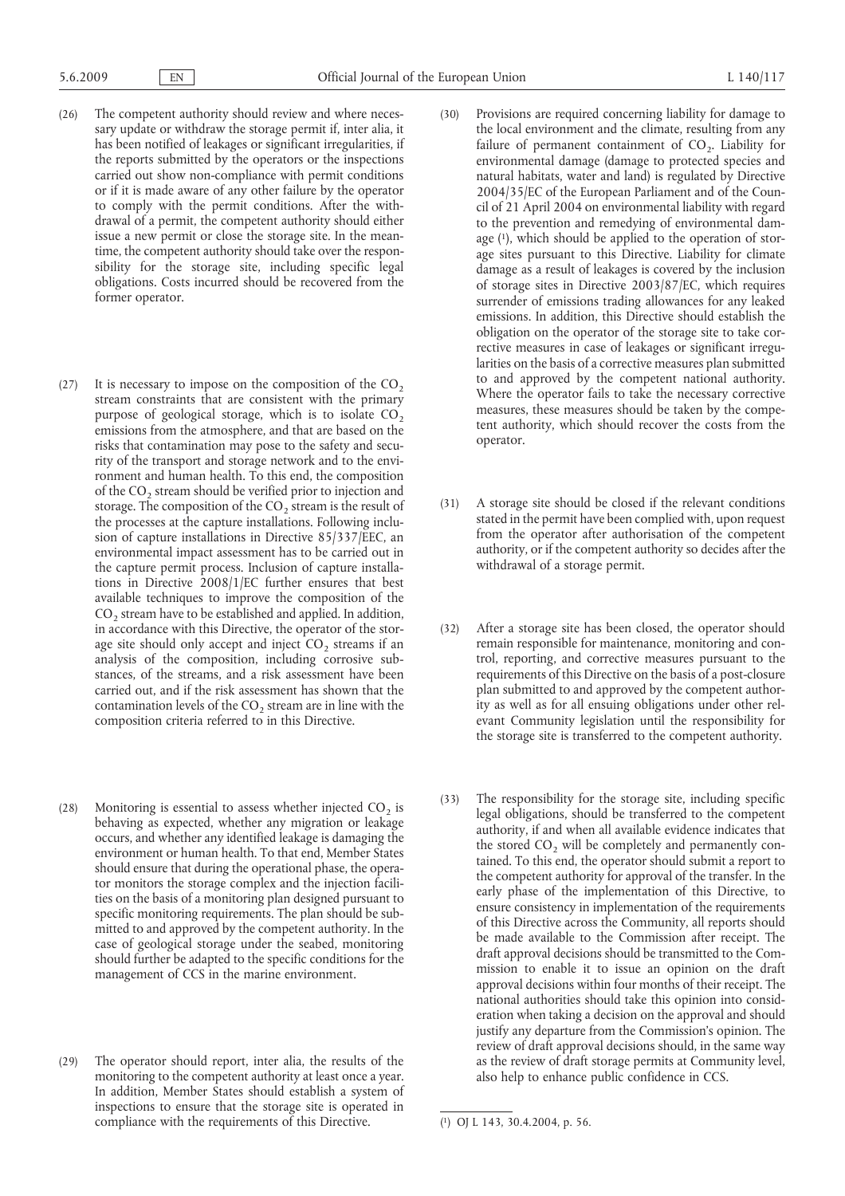(26) The competent authority should review and where necessary update or withdraw the storage permit if, inter alia, it has been notified of leakages or significant irregularities, if the reports submitted by the operators or the inspections carried out show non-compliance with permit conditions or if it is made aware of any other failure by the operator to comply with the permit conditions. After the withdrawal of a permit, the competent authority should either issue a new permit or close the storage site. In the meantime, the competent authority should take over the responsibility for the storage site, including specific legal obligations. Costs incurred should be recovered from the former operator.

(27) It is necessary to impose on the composition of the $CO_2$ stream constraints that are consistent with the primary purpose of geological storage, which is to isolate $CO_2$ emissions from the atmosphere, and that are based on the risks that contamination may pose to the safety and security of the transport and storage network and to the environment and human health. To this end, the composition of the $CO_2$ stream should be verified prior to injection and storage. The composition of the $CO_2$ stream is the result of the processes at the capture installations. Following inclusion of capture installations in Directive 85/337/EEC, an environmental impact assessment has to be carried out in the capture permit process. Inclusion of capture installations in Directive 2008/1/EC further ensures that best available techniques to improve the composition of the $CO_2$ stream have to be established and applied. In addition, in accordance with this Directive, the operator of the storage site should only accept and inject $CO_2$ streams if an analysis of the composition, including corrosive substances, of the streams, and a risk assessment have been carried out, and if the risk assessment has shown that the contamination levels of the $CO_2$ stream are in line with the composition criteria referred to in this Directive.

(28) Monitoring is essential to assess whether injected $CO_2$ is behaving as expected, whether any migration or leakage occurs, and whether any identified leakage is damaging the environment or human health. To that end, Member States should ensure that during the operational phase, the operator monitors the storage complex and the injection facilities on the basis of a monitoring plan designed pursuant to specific monitoring requirements. The plan should be submitted to and approved by the competent authority. In the case of geological storage under the seabed, monitoring should further be adapted to the specific conditions for the management of CCS in the marine environment.

(29) The operator should report, inter alia, the results of the monitoring to the competent authority at least once a year. In addition, Member States should establish a system of inspections to ensure that the storage site is operated in compliance with the requirements of this Directive.

(30) Provisions are required concerning liability for damage to the local environment and the climate, resulting from any failure of permanent containment of $CO_2$. Liability for environmental damage (damage to protected species and natural habitats, water and land) is regulated by Directive 2004/35/EC of the European Parliament and of the Council of 21 April 2004 on environmental liability with regard to the prevention and remedying of environmental damage [1], which should be applied to the operation of storage sites pursuant to this Directive. Liability for climate damage as a result of leakages is covered by the inclusion of storage sites in Directive 2003/87/EC, which requires surrender of emissions trading allowances for any leaked emissions. In addition, this Directive should establish the obligation on the operator of the storage site to take corrective measures in case of leakages or significant irregularities on the basis of a corrective measures plan submitted to and approved by the competent national authority. Where the operator fails to take the necessary corrective measures, these measures should be taken by the competent authority, which should recover the costs from the operator.

(31) A storage site should be closed if the relevant conditions stated in the permit have been complied with, upon request from the operator after authorisation of the competent authority, or if the competent authority so decides after the withdrawal of a storage permit.

(32) After a storage site has been closed, the operator should remain responsible for maintenance, monitoring and control, reporting, and corrective measures pursuant to the requirements of this Directive on the basis of a post-closure plan submitted to and approved by the competent authority as well as for all ensuing obligations under other relevant Community legislation until the responsibility for the storage site is transferred to the competent authority.

(33) The responsibility for the storage site, including specific legal obligations, should be transferred to the competent authority, if and when all available evidence indicates that the stored $CO_2$ will be completely and permanently contained. To this end, the operator should submit a report to the competent authority for approval of the transfer. In the early phase of the implementation of this Directive, to ensure consistency in implementation of the requirements of this Directive across the Community, all reports should be made available to the Commission after receipt. The draft approval decisions should be transmitted to the Commission to enable it to issue an opinion on the draft approval decisions within four months of their receipt. The national authorities should take this opinion into consideration when taking a decision on the approval and should justify any departure from the Commission's opinion. The review of draft approval decisions should, in the same way as the review of draft storage permits at Community level, also help to enhance public confidence in CCS.

---

[1] OJ L 143, 30.4.2004, p. 56.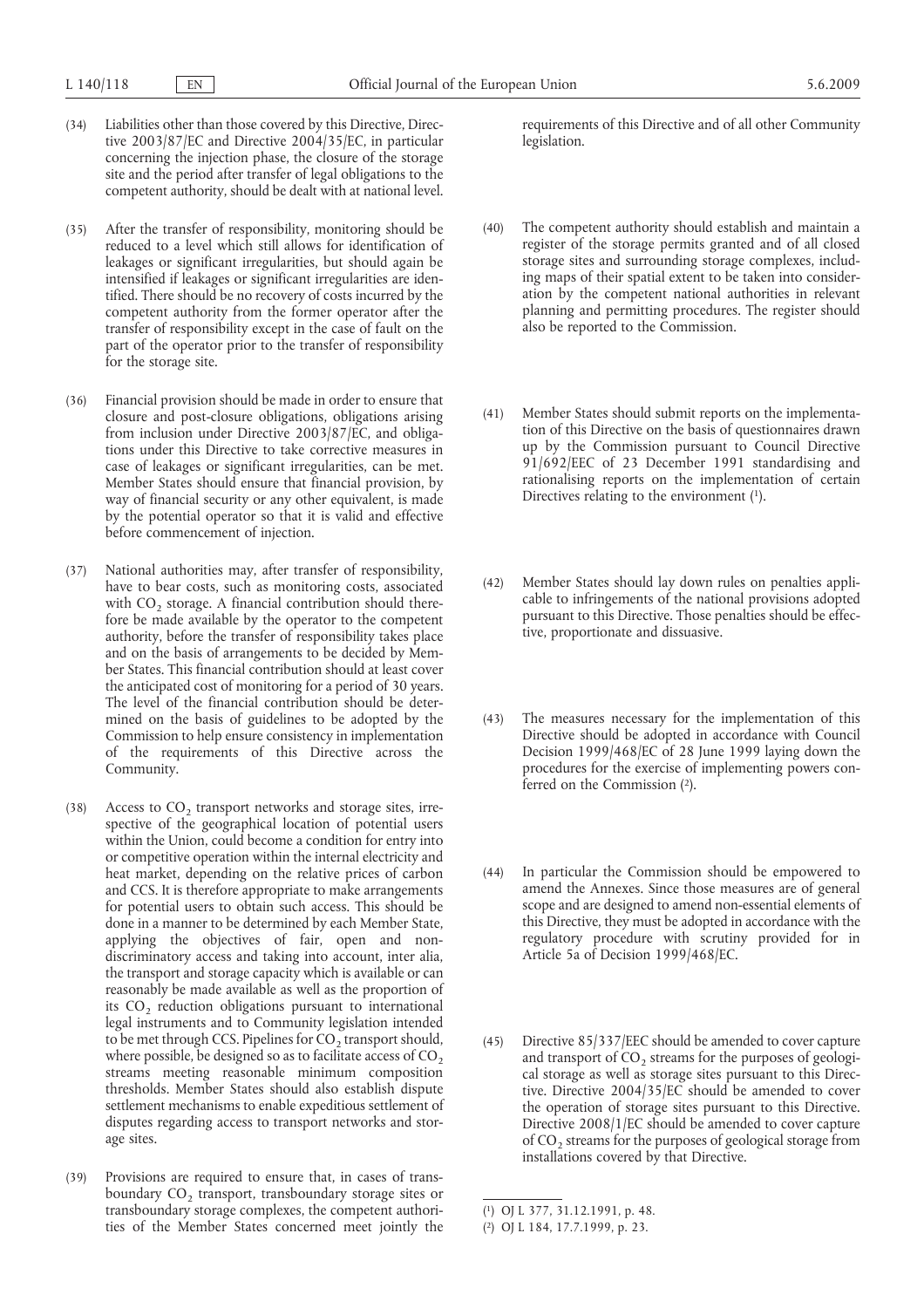(34) Liabilities other than those covered by this Directive, Directive 2003/87/EC and Directive 2004/35/EC, in particular concerning the injection phase, the closure of the storage site and the period after transfer of legal obligations to the competent authority, should be dealt with at national level.

(35) After the transfer of responsibility, monitoring should be reduced to a level which still allows for identification of leakages or significant irregularities, but should again be intensified if leakages or significant irregularities are identified. There should be no recovery of costs incurred by the competent authority from the former operator after the transfer of responsibility except in the case of fault on the part of the operator prior to the transfer of responsibility for the storage site.

(36) Financial provision should be made in order to ensure that closure and post-closure obligations, obligations arising from inclusion under Directive 2003/87/EC, and obligations under this Directive to take corrective measures in case of leakages or significant irregularities, can be met. Member States should ensure that financial provision, by way of financial security or any other equivalent, is made by the potential operator so that it is valid and effective before commencement of injection.

(37) National authorities may, after transfer of responsibility, have to bear costs, such as monitoring costs, associated with $CO_2$ storage. A financial contribution should therefore be made available by the operator to the competent authority, before the transfer of responsibility takes place and on the basis of arrangements to be decided by Member States. This financial contribution should at least cover the anticipated cost of monitoring for a period of 30 years. The level of the financial contribution should be determined on the basis of guidelines to be adopted by the Commission to help ensure consistency in implementation of the requirements of this Directive across the Community.

(38) Access to $CO_2$ transport networks and storage sites, irrespective of the geographical location of potential users within the Union, could become a condition for entry into or competitive operation within the internal electricity and heat market, depending on the relative prices of carbon and CCS. It is therefore appropriate to make arrangements for potential users to obtain such access. This should be done in a manner to be determined by each Member State, applying the objectives of fair, open and non-discriminatory access and taking into account, inter alia, the transport and storage capacity which is available or can reasonably be made available as well as the proportion of its $CO_2$ reduction obligations pursuant to international legal instruments and to Community legislation intended to be met through CCS. Pipelines for $CO_2$ transport should, where possible, be designed so as to facilitate access of $CO_2$ streams meeting reasonable minimum composition thresholds. Member States should also establish dispute settlement mechanisms to enable expeditious settlement of disputes regarding access to transport networks and storage sites.

(39) Provisions are required to ensure that, in cases of transboundary $CO_2$ transport, transboundary storage sites or transboundary storage complexes, the competent authorities of the Member States concerned meet jointly the requirements of this Directive and of all other Community legislation.

(40) The competent authority should establish and maintain a register of the storage permits granted and of all closed storage sites and surrounding storage complexes, including maps of their spatial extent to be taken into consideration by the competent national authorities in relevant planning and permitting procedures. The register should also be reported to the Commission.

(41) Member States should submit reports on the implementation of this Directive on the basis of questionnaires drawn up by the Commission pursuant to Council Directive 91/692/EEC of 23 December 1991 standardising and rationalising reports on the implementation of certain Directives relating to the environment [1].

(42) Member States should lay down rules on penalties applicable to infringements of the national provisions adopted pursuant to this Directive. Those penalties should be effective, proportionate and dissuasive.

(43) The measures necessary for the implementation of this Directive should be adopted in accordance with Council Decision 1999/468/EC of 28 June 1999 laying down the procedures for the exercise of implementing powers conferred on the Commission [2].

(44) In particular the Commission should be empowered to amend the Annexes. Since those measures are of general scope and are designed to amend non-essential elements of this Directive, they must be adopted in accordance with the regulatory procedure with scrutiny provided for in Article 5a of Decision 1999/468/EC.

(45) Directive 85/337/EEC should be amended to cover capture and transport of $CO_2$ streams for the purposes of geological storage as well as storage sites pursuant to this Directive. Directive 2004/35/EC should be amended to cover the operation of storage sites pursuant to this Directive. Directive 2008/1/EC should be amended to cover capture of $CO_2$ streams for the purposes of geological storage from installations covered by that Directive.

---

[1] OJ L 377, 31.12.1991, p. 48.

[2] OJ L 184, 17.7.1999, p. 23.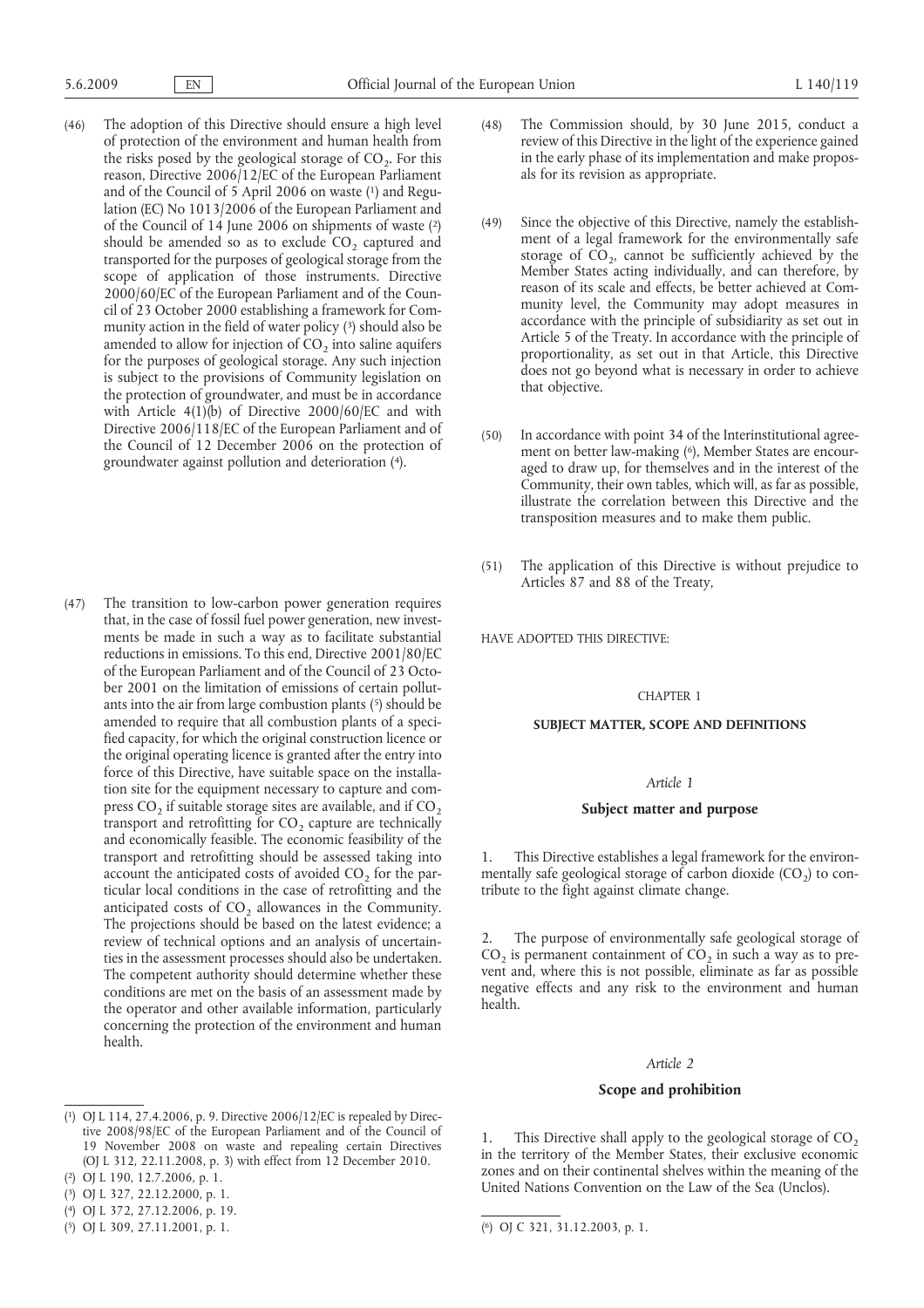(46) The adoption of this Directive should ensure a high level of protection of the environment and human health from the risks posed by the geological storage of $CO_2$. For this reason, Directive 2006/12/EC of the European Parliament and of the Council of 5 April 2006 on waste [1] and Regulation (EC) No 1013/2006 of the European Parliament and of the Council of 14 June 2006 on shipments of waste [2] should be amended so as to exclude $CO_2$ captured and transported for the purposes of geological storage from the scope of application of those instruments. Directive 2000/60/EC of the European Parliament and of the Council of 23 October 2000 establishing a framework for Community action in the field of water policy [3] should also be amended to allow for injection of $CO_2$ into saline aquifers for the purposes of geological storage. Any such injection is subject to the provisions of Community legislation on the protection of groundwater, and must be in accordance with Article 4(1)(b) of Directive 2000/60/EC and with Directive 2006/118/EC of the European Parliament and of the Council of 12 December 2006 on the protection of groundwater against pollution and deterioration [4].

(47) The transition to low-carbon power generation requires that, in the case of fossil fuel power generation, new investments be made in such a way as to facilitate substantial reductions in emissions. To this end, Directive 2001/80/EC of the European Parliament and of the Council of 23 October 2001 on the limitation of emissions of certain pollutants into the air from large combustion plants [5] should be amended to require that all combustion plants of a specified capacity, for which the original construction licence or the original operating licence is granted after the entry into force of this Directive, have suitable space on the installation site for the equipment necessary to capture and compress $CO_2$ if suitable storage sites are available, and if $CO_2$ transport and retrofitting for $CO_2$ capture are technically and economically feasible. The economic feasibility of the transport and retrofitting should be assessed taking into account the anticipated costs of avoided $CO_2$ for the particular local conditions in the case of retrofitting and the anticipated costs of $CO_2$ allowances in the Community. The projections should be based on the latest evidence; a review of technical options and an analysis of uncertainties in the assessment processes should also be undertaken. The competent authority should determine whether these conditions are met on the basis of an assessment made by the operator and other available information, particularly concerning the protection of the environment and human health.

(48) The Commission should, by 30 June 2015, conduct a review of this Directive in the light of the experience gained in the early phase of its implementation and make proposals for its revision as appropriate.

(49) Since the objective of this Directive, namely the establishment of a legal framework for the environmentally safe storage of $CO_2$, cannot be sufficiently achieved by the Member States acting individually, and can therefore, by reason of its scale and effects, be better achieved at Community level, the Community may adopt measures in accordance with the principle of subsidiarity as set out in Article 5 of the Treaty. In accordance with the principle of proportionality, as set out in that Article, this Directive does not go beyond what is necessary in order to achieve that objective.

(50) In accordance with point 34 of the Interinstitutional agreement on better law-making [6], Member States are encouraged to draw up, for themselves and in the interest of the Community, their own tables, which will, as far as possible, illustrate the correlation between this Directive and the transposition measures and to make them public.

(51) The application of this Directive is without prejudice to Articles 87 and 88 of the Treaty,

HAVE ADOPTED THIS DIRECTIVE:

## CHAPTER 1

## SUBJECT MATTER, SCOPE AND DEFINITIONS

### *Article 1*

### Subject matter and purpose

1. This Directive establishes a legal framework for the environmentally safe geological storage of carbon dioxide ($CO_2$) to contribute to the fight against climate change.

2. The purpose of environmentally safe geological storage of $CO_2$ is permanent containment of $CO_2$ in such a way as to prevent and, where this is not possible, eliminate as far as possible negative effects and any risk to the environment and human health.

### *Article 2*

### Scope and prohibition

1. This Directive shall apply to the geological storage of $CO_2$ in the territory of the Member States, their exclusive economic zones and on their continental shelves within the meaning of the United Nations Convention on the Law of the Sea (Unclos).

---

[1] OJ L 114, 27.4.2006, p. 9. Directive 2006/12/EC is repealed by Directive 2008/98/EC of the European Parliament and of the Council of 19 November 2008 on waste and repealing certain Directives (OJ L 312, 22.11.2008, p. 3) with effect from 12 December 2010.

[2] OJ L 190, 12.7.2006, p. 1.

[3] OJ L 327, 22.12.2000, p. 1.

[4] OJ L 372, 27.12.2006, p. 19.

[5] OJ L 309, 27.11.2001, p. 1.

[6] OJ C 321, 31.12.2003, p. 1.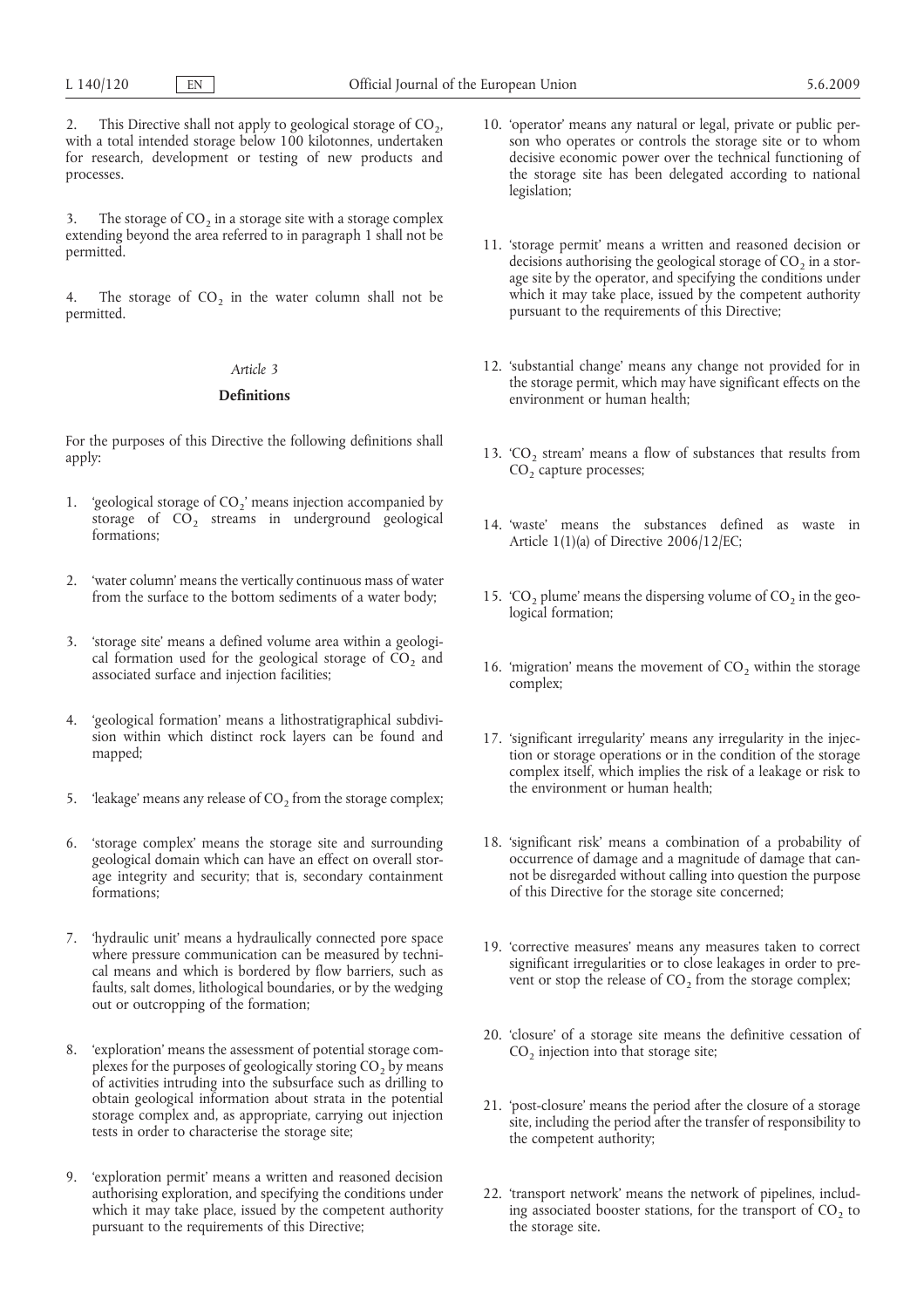2. This Directive shall not apply to geological storage of $CO_2$, with a total intended storage below 100 kilotonnes, undertaken for research, development or testing of new products and processes.

3. The storage of $CO_2$ in a storage site with a storage complex extending beyond the area referred to in paragraph 1 shall not be permitted.

4. The storage of $CO_2$ in the water column shall not be permitted.

*Article 3*

**Definitions**

For the purposes of this Directive the following definitions shall apply:

1. 'geological storage of $CO_2$' means injection accompanied by storage of $CO_2$ streams in underground geological formations;

2. 'water column' means the vertically continuous mass of water from the surface to the bottom sediments of a water body;

3. 'storage site' means a defined volume area within a geological formation used for the geological storage of $CO_2$ and associated surface and injection facilities;

4. 'geological formation' means a lithostratigraphical subdivision within which distinct rock layers can be found and mapped;

5. 'leakage' means any release of $CO_2$ from the storage complex;

6. 'storage complex' means the storage site and surrounding geological domain which can have an effect on overall storage integrity and security; that is, secondary containment formations;

7. 'hydraulic unit' means a hydraulically connected pore space where pressure communication can be measured by technical means and which is bordered by flow barriers, such as faults, salt domes, lithological boundaries, or by the wedging out or outcropping of the formation;

8. 'exploration' means the assessment of potential storage complexes for the purposes of geologically storing $CO_2$ by means of activities intruding into the subsurface such as drilling to obtain geological information about strata in the potential storage complex and, as appropriate, carrying out injection tests in order to characterise the storage site;

9. 'exploration permit' means a written and reasoned decision authorising exploration, and specifying the conditions under which it may take place, issued by the competent authority pursuant to the requirements of this Directive;

10. 'operator' means any natural or legal, private or public person who operates or controls the storage site or to whom decisive economic power over the technical functioning of the storage site has been delegated according to national legislation;

11. 'storage permit' means a written and reasoned decision or decisions authorising the geological storage of $CO_2$ in a storage site by the operator, and specifying the conditions under which it may take place, issued by the competent authority pursuant to the requirements of this Directive;

12. 'substantial change' means any change not provided for in the storage permit, which may have significant effects on the environment or human health;

13. '$CO_2$ stream' means a flow of substances that results from $CO_2$ capture processes;

14. 'waste' means the substances defined as waste in Article 1(1)(a) of Directive 2006/12/EC;

15. '$CO_2$ plume' means the dispersing volume of $CO_2$ in the geological formation;

16. 'migration' means the movement of $CO_2$ within the storage complex;

17. 'significant irregularity' means any irregularity in the injection or storage operations or in the condition of the storage complex itself, which implies the risk of a leakage or risk to the environment or human health;

18. 'significant risk' means a combination of a probability of occurrence of damage and a magnitude of damage that cannot be disregarded without calling into question the purpose of this Directive for the storage site concerned;

19. 'corrective measures' means any measures taken to correct significant irregularities or to close leakages in order to prevent or stop the release of $CO_2$ from the storage complex;

20. 'closure' of a storage site means the definitive cessation of $CO_2$ injection into that storage site;

21. 'post-closure' means the period after the closure of a storage site, including the period after the transfer of responsibility to the competent authority;

22. 'transport network' means the network of pipelines, including associated booster stations, for the transport of $CO_2$ to the storage site.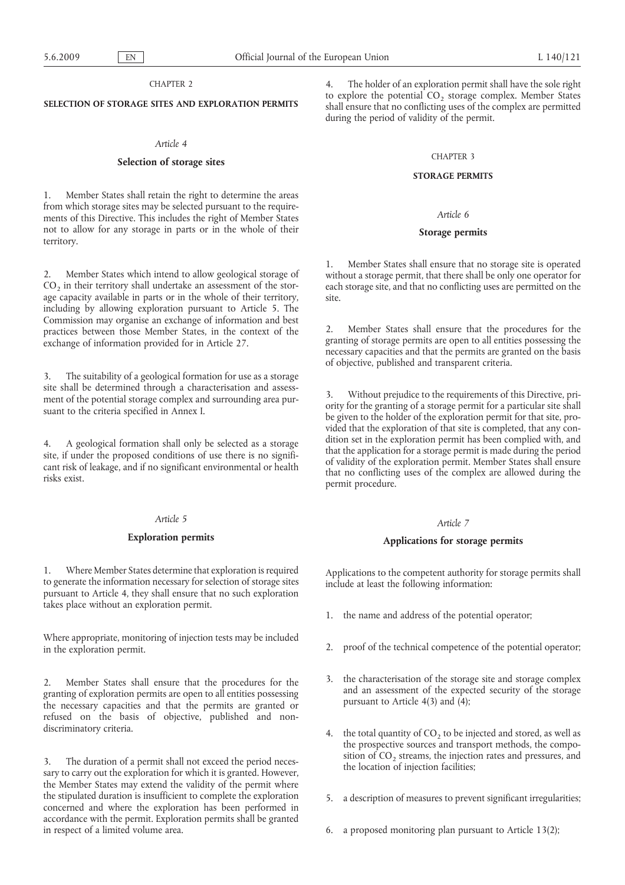CHAPTER 2

## SELECTION OF STORAGE SITES AND EXPLORATION PERMITS

*Article 4*

### Selection of storage sites

1. Member States shall retain the right to determine the areas from which storage sites may be selected pursuant to the requirements of this Directive. This includes the right of Member States not to allow for any storage in parts or in the whole of their territory.

2. Member States which intend to allow geological storage of $CO_2$ in their territory shall undertake an assessment of the storage capacity available in parts or in the whole of their territory, including by allowing exploration pursuant to Article 5. The Commission may organise an exchange of information and best practices between those Member States, in the context of the exchange of information provided for in Article 27.

3. The suitability of a geological formation for use as a storage site shall be determined through a characterisation and assessment of the potential storage complex and surrounding area pursuant to the criteria specified in Annex I.

4. A geological formation shall only be selected as a storage site, if under the proposed conditions of use there is no significant risk of leakage, and if no significant environmental or health risks exist.

*Article 5*

### Exploration permits

1. Where Member States determine that exploration is required to generate the information necessary for selection of storage sites pursuant to Article 4, they shall ensure that no such exploration takes place without an exploration permit.

Where appropriate, monitoring of injection tests may be included in the exploration permit.

2. Member States shall ensure that the procedures for the granting of exploration permits are open to all entities possessing the necessary capacities and that the permits are granted or refused on the basis of objective, published and non-discriminatory criteria.

3. The duration of a permit shall not exceed the period necessary to carry out the exploration for which it is granted. However, the Member States may extend the validity of the permit where the stipulated duration is insufficient to complete the exploration concerned and where the exploration has been performed in accordance with the permit. Exploration permits shall be granted in respect of a limited volume area.

4. The holder of an exploration permit shall have the sole right to explore the potential $CO_2$ storage complex. Member States shall ensure that no conflicting uses of the complex are permitted during the period of validity of the permit.

CHAPTER 3

## STORAGE PERMITS

*Article 6*

### Storage permits

1. Member States shall ensure that no storage site is operated without a storage permit, that there shall be only one operator for each storage site, and that no conflicting uses are permitted on the site.

2. Member States shall ensure that the procedures for the granting of storage permits are open to all entities possessing the necessary capacities and that the permits are granted on the basis of objective, published and transparent criteria.

3. Without prejudice to the requirements of this Directive, priority for the granting of a storage permit for a particular site shall be given to the holder of the exploration permit for that site, provided that the exploration of that site is completed, that any condition set in the exploration permit has been complied with, and that the application for a storage permit is made during the period of validity of the exploration permit. Member States shall ensure that no conflicting uses of the complex are allowed during the permit procedure.

*Article 7*

### Applications for storage permits

Applications to the competent authority for storage permits shall include at least the following information:

1. the name and address of the potential operator;

2. proof of the technical competence of the potential operator;

3. the characterisation of the storage site and storage complex and an assessment of the expected security of the storage pursuant to Article 4(3) and (4);

4. the total quantity of $CO_2$ to be injected and stored, as well as the prospective sources and transport methods, the composition of $CO_2$ streams, the injection rates and pressures, and the location of injection facilities;

5. a description of measures to prevent significant irregularities;

6. a proposed monitoring plan pursuant to Article 13(2);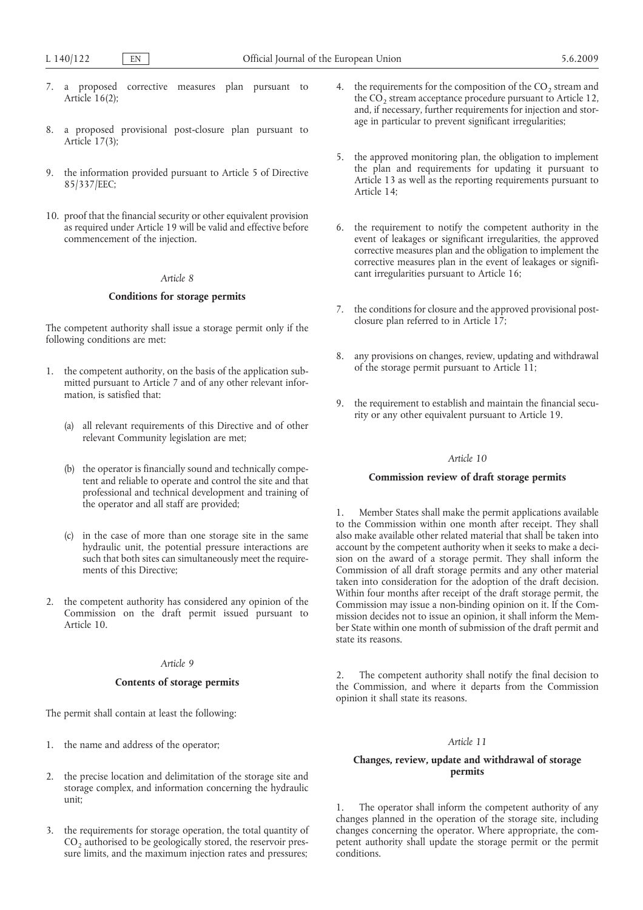7. a proposed corrective measures plan pursuant to Article 16(2);

8. a proposed provisional post-closure plan pursuant to Article 17(3);

9. the information provided pursuant to Article 5 of Directive 85/337/EEC;

10. proof that the financial security or other equivalent provision as required under Article 19 will be valid and effective before commencement of the injection.

*Article 8*

**Conditions for storage permits**

The competent authority shall issue a storage permit only if the following conditions are met:

1. the competent authority, on the basis of the application submitted pursuant to Article 7 and of any other relevant information, is satisfied that:

   (a) all relevant requirements of this Directive and of other relevant Community legislation are met;

   (b) the operator is financially sound and technically competent and reliable to operate and control the site and that professional and technical development and training of the operator and all staff are provided;

   (c) in the case of more than one storage site in the same hydraulic unit, the potential pressure interactions are such that both sites can simultaneously meet the requirements of this Directive;

2. the competent authority has considered any opinion of the Commission on the draft permit issued pursuant to Article 10.

*Article 9*

**Contents of storage permits**

The permit shall contain at least the following:

1. the name and address of the operator;

2. the precise location and delimitation of the storage site and storage complex, and information concerning the hydraulic unit;

3. the requirements for storage operation, the total quantity of $CO_2$ authorised to be geologically stored, the reservoir pressure limits, and the maximum injection rates and pressures;

4. the requirements for the composition of the $CO_2$ stream and the $CO_2$ stream acceptance procedure pursuant to Article 12, and, if necessary, further requirements for injection and storage in particular to prevent significant irregularities;

5. the approved monitoring plan, the obligation to implement the plan and requirements for updating it pursuant to Article 13 as well as the reporting requirements pursuant to Article 14;

6. the requirement to notify the competent authority in the event of leakages or significant irregularities, the approved corrective measures plan and the obligation to implement the corrective measures plan in the event of leakages or significant irregularities pursuant to Article 16;

7. the conditions for closure and the approved provisional post-closure plan referred to in Article 17;

8. any provisions on changes, review, updating and withdrawal of the storage permit pursuant to Article 11;

9. the requirement to establish and maintain the financial security or any other equivalent pursuant to Article 19.

*Article 10*

**Commission review of draft storage permits**

1. Member States shall make the permit applications available to the Commission within one month after receipt. They shall also make available other related material that shall be taken into account by the competent authority when it seeks to make a decision on the award of a storage permit. They shall inform the Commission of all draft storage permits and any other material taken into consideration for the adoption of the draft decision. Within four months after receipt of the draft storage permit, the Commission may issue a non-binding opinion on it. If the Commission decides not to issue an opinion, it shall inform the Member State within one month of submission of the draft permit and state its reasons.

2. The competent authority shall notify the final decision to the Commission, and where it departs from the Commission opinion it shall state its reasons.

*Article 11*

**Changes, review, update and withdrawal of storage permits**

1. The operator shall inform the competent authority of any changes planned in the operation of the storage site, including changes concerning the operator. Where appropriate, the competent authority shall update the storage permit or the permit conditions.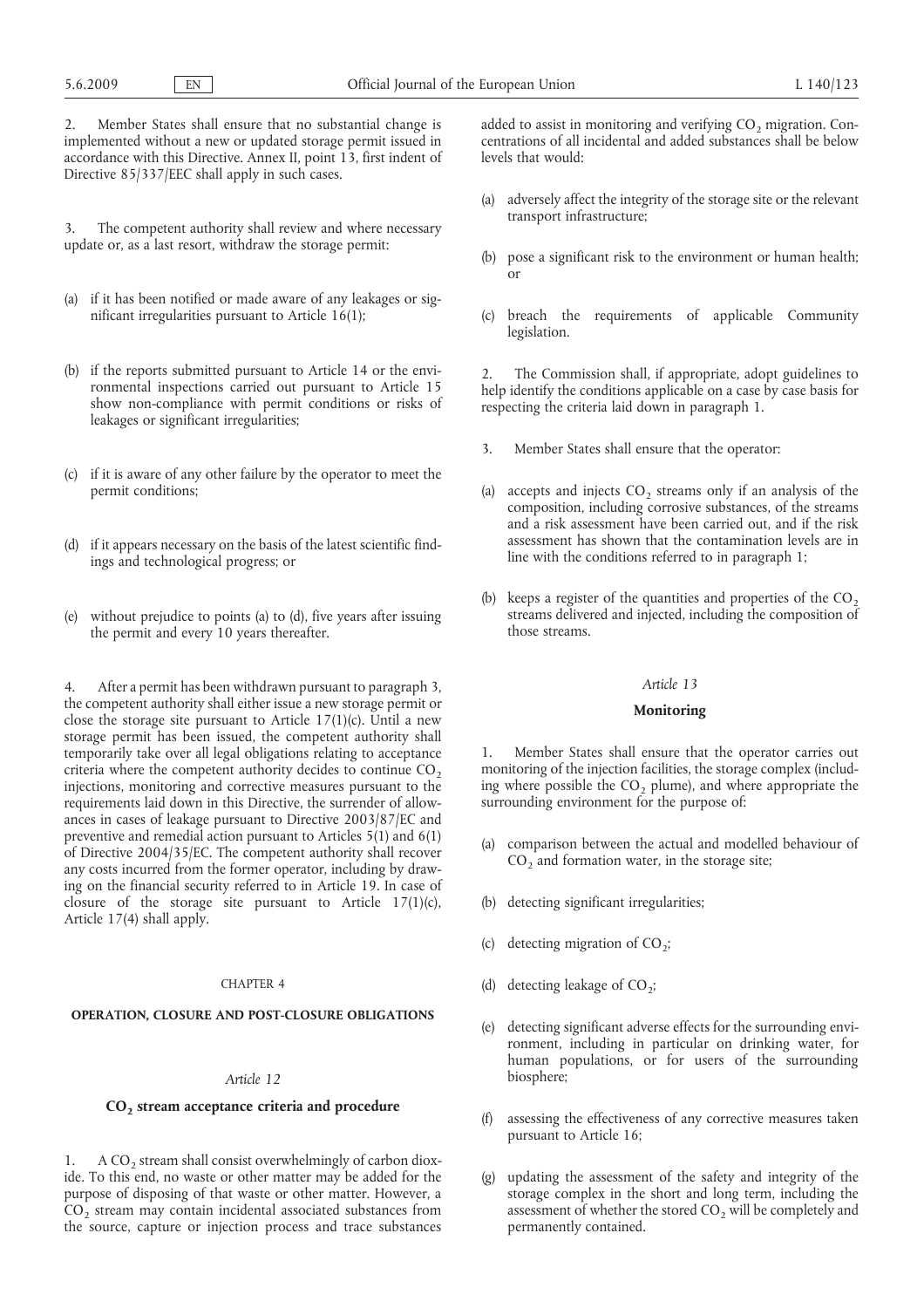2. Member States shall ensure that no substantial change is implemented without a new or updated storage permit issued in accordance with this Directive. Annex II, point 13, first indent of Directive 85/337/EEC shall apply in such cases.

3. The competent authority shall review and where necessary update or, as a last resort, withdraw the storage permit:

(a) if it has been notified or made aware of any leakages or significant irregularities pursuant to Article 16(1);

(b) if the reports submitted pursuant to Article 14 or the environmental inspections carried out pursuant to Article 15 show non-compliance with permit conditions or risks of leakages or significant irregularities;

(c) if it is aware of any other failure by the operator to meet the permit conditions;

(d) if it appears necessary on the basis of the latest scientific findings and technological progress; or

(e) without prejudice to points (a) to (d), five years after issuing the permit and every 10 years thereafter.

4. After a permit has been withdrawn pursuant to paragraph 3, the competent authority shall either issue a new storage permit or close the storage site pursuant to Article 17(1)(c). Until a new storage permit has been issued, the competent authority shall temporarily take over all legal obligations relating to acceptance criteria where the competent authority decides to continue $CO_2$ injections, monitoring and corrective measures pursuant to the requirements laid down in this Directive, the surrender of allowances in cases of leakage pursuant to Directive 2003/87/EC and preventive and remedial action pursuant to Articles 5(1) and 6(1) of Directive 2004/35/EC. The competent authority shall recover any costs incurred from the former operator, including by drawing on the financial security referred to in Article 19. In case of closure of the storage site pursuant to Article 17(1)(c), Article 17(4) shall apply.

CHAPTER 4

## OPERATION, CLOSURE AND POST-CLOSURE OBLIGATIONS

*Article 12*

### $CO_2$ stream acceptance criteria and procedure

1. A $CO_2$ stream shall consist overwhelmingly of carbon dioxide. To this end, no waste or other matter may be added for the purpose of disposing of that waste or other matter. However, a $CO_2$ stream may contain incidental associated substances from the source, capture or injection process and trace substances added to assist in monitoring and verifying $CO_2$ migration. Concentrations of all incidental and added substances shall be below levels that would:

(a) adversely affect the integrity of the storage site or the relevant transport infrastructure;

(b) pose a significant risk to the environment or human health; or

(c) breach the requirements of applicable Community legislation.

2. The Commission shall, if appropriate, adopt guidelines to help identify the conditions applicable on a case by case basis for respecting the criteria laid down in paragraph 1.

3. Member States shall ensure that the operator:

(a) accepts and injects $CO_2$ streams only if an analysis of the composition, including corrosive substances, of the streams and a risk assessment have been carried out, and if the risk assessment has shown that the contamination levels are in line with the conditions referred to in paragraph 1;

(b) keeps a register of the quantities and properties of the $CO_2$ streams delivered and injected, including the composition of those streams.

*Article 13*

### Monitoring

1. Member States shall ensure that the operator carries out monitoring of the injection facilities, the storage complex (including where possible the $CO_2$ plume), and where appropriate the surrounding environment for the purpose of:

(a) comparison between the actual and modelled behaviour of $CO_2$ and formation water, in the storage site;

(b) detecting significant irregularities;

(c) detecting migration of $CO_2$;

(d) detecting leakage of $CO_2$;

(e) detecting significant adverse effects for the surrounding environment, including in particular on drinking water, for human populations, or for users of the surrounding biosphere;

(f) assessing the effectiveness of any corrective measures taken pursuant to Article 16;

(g) updating the assessment of the safety and integrity of the storage complex in the short and long term, including the assessment of whether the stored $CO_2$ will be completely and permanently contained.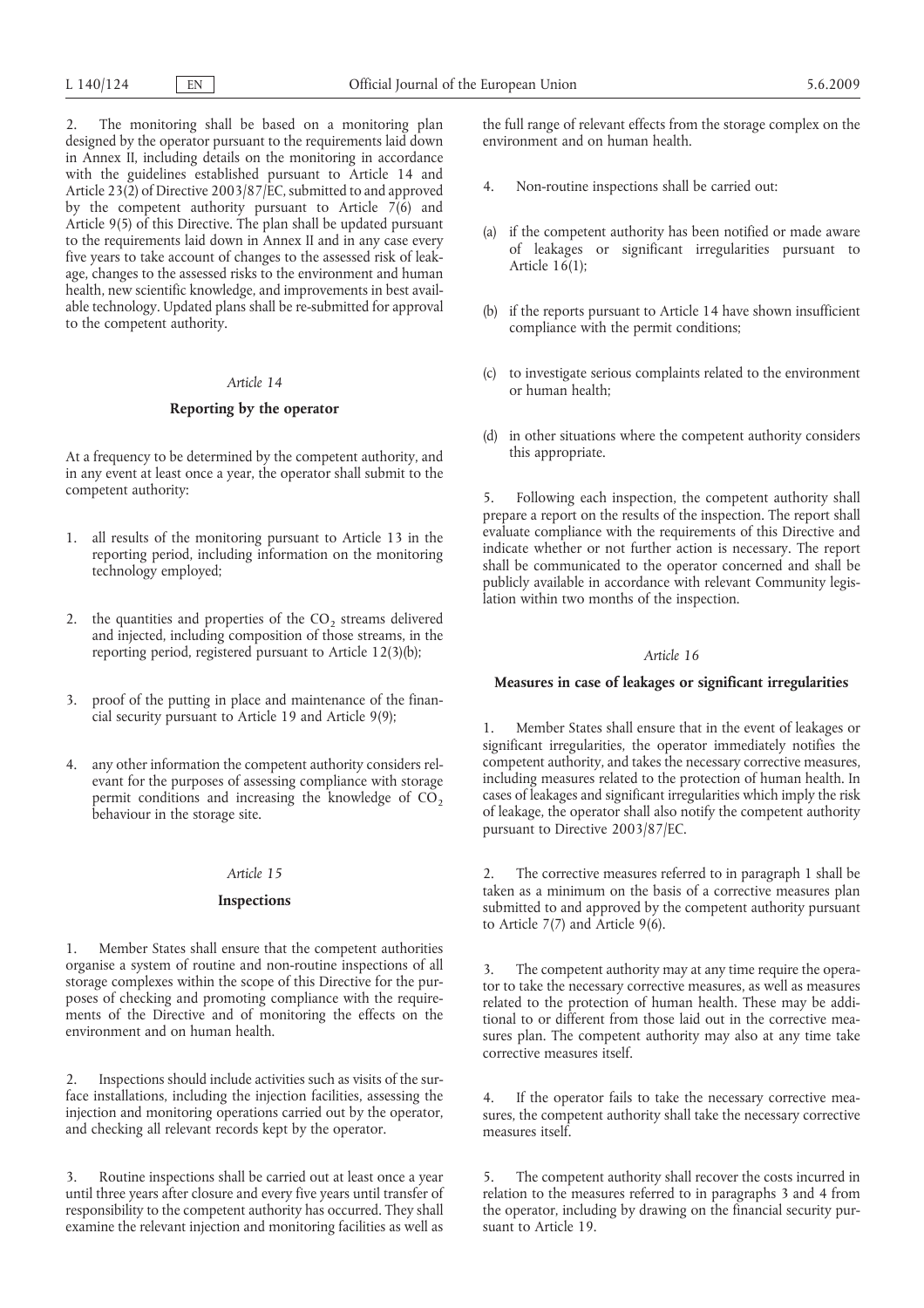2. The monitoring shall be based on a monitoring plan designed by the operator pursuant to the requirements laid down in Annex II, including details on the monitoring in accordance with the guidelines established pursuant to Article 14 and Article 23(2) of Directive 2003/87/EC, submitted to and approved by the competent authority pursuant to Article 7(6) and Article 9(5) of this Directive. The plan shall be updated pursuant to the requirements laid down in Annex II and in any case every five years to take account of changes to the assessed risk of leakage, changes to the assessed risks to the environment and human health, new scientific knowledge, and improvements in best available technology. Updated plans shall be re-submitted for approval to the competent authority.

*Article 14*

**Reporting by the operator**

At a frequency to be determined by the competent authority, and in any event at least once a year, the operator shall submit to the competent authority:

1. all results of the monitoring pursuant to Article 13 in the reporting period, including information on the monitoring technology employed;
2. the quantities and properties of the $CO_2$ streams delivered and injected, including composition of those streams, in the reporting period, registered pursuant to Article 12(3)(b);
3. proof of the putting in place and maintenance of the financial security pursuant to Article 19 and Article 9(9);
4. any other information the competent authority considers relevant for the purposes of assessing compliance with storage permit conditions and increasing the knowledge of $CO_2$ behaviour in the storage site.

*Article 15*

**Inspections**

1. Member States shall ensure that the competent authorities organise a system of routine and non-routine inspections of all storage complexes within the scope of this Directive for the purposes of checking and promoting compliance with the requirements of the Directive and of monitoring the effects on the environment and on human health.

2. Inspections should include activities such as visits of the surface installations, including the injection facilities, assessing the injection and monitoring operations carried out by the operator, and checking all relevant records kept by the operator.

3. Routine inspections shall be carried out at least once a year until three years after closure and every five years until transfer of responsibility to the competent authority has occurred. They shall examine the relevant injection and monitoring facilities as well as the full range of relevant effects from the storage complex on the environment and on human health.

4. Non-routine inspections shall be carried out:

(a) if the competent authority has been notified or made aware of leakages or significant irregularities pursuant to Article 16(1);

(b) if the reports pursuant to Article 14 have shown insufficient compliance with the permit conditions;

(c) to investigate serious complaints related to the environment or human health;

(d) in other situations where the competent authority considers this appropriate.

5. Following each inspection, the competent authority shall prepare a report on the results of the inspection. The report shall evaluate compliance with the requirements of this Directive and indicate whether or not further action is necessary. The report shall be communicated to the operator concerned and shall be publicly available in accordance with relevant Community legislation within two months of the inspection.

*Article 16*

**Measures in case of leakages or significant irregularities**

1. Member States shall ensure that in the event of leakages or significant irregularities, the operator immediately notifies the competent authority, and takes the necessary corrective measures, including measures related to the protection of human health. In cases of leakages and significant irregularities which imply the risk of leakage, the operator shall also notify the competent authority pursuant to Directive 2003/87/EC.

2. The corrective measures referred to in paragraph 1 shall be taken as a minimum on the basis of a corrective measures plan submitted to and approved by the competent authority pursuant to Article 7(7) and Article 9(6).

3. The competent authority may at any time require the operator to take the necessary corrective measures, as well as measures related to the protection of human health. These may be additional to or different from those laid out in the corrective measures plan. The competent authority may also at any time take corrective measures itself.

4. If the operator fails to take the necessary corrective measures, the competent authority shall take the necessary corrective measures itself.

5. The competent authority shall recover the costs incurred in relation to the measures referred to in paragraphs 3 and 4 from the operator, including by drawing on the financial security pursuant to Article 19.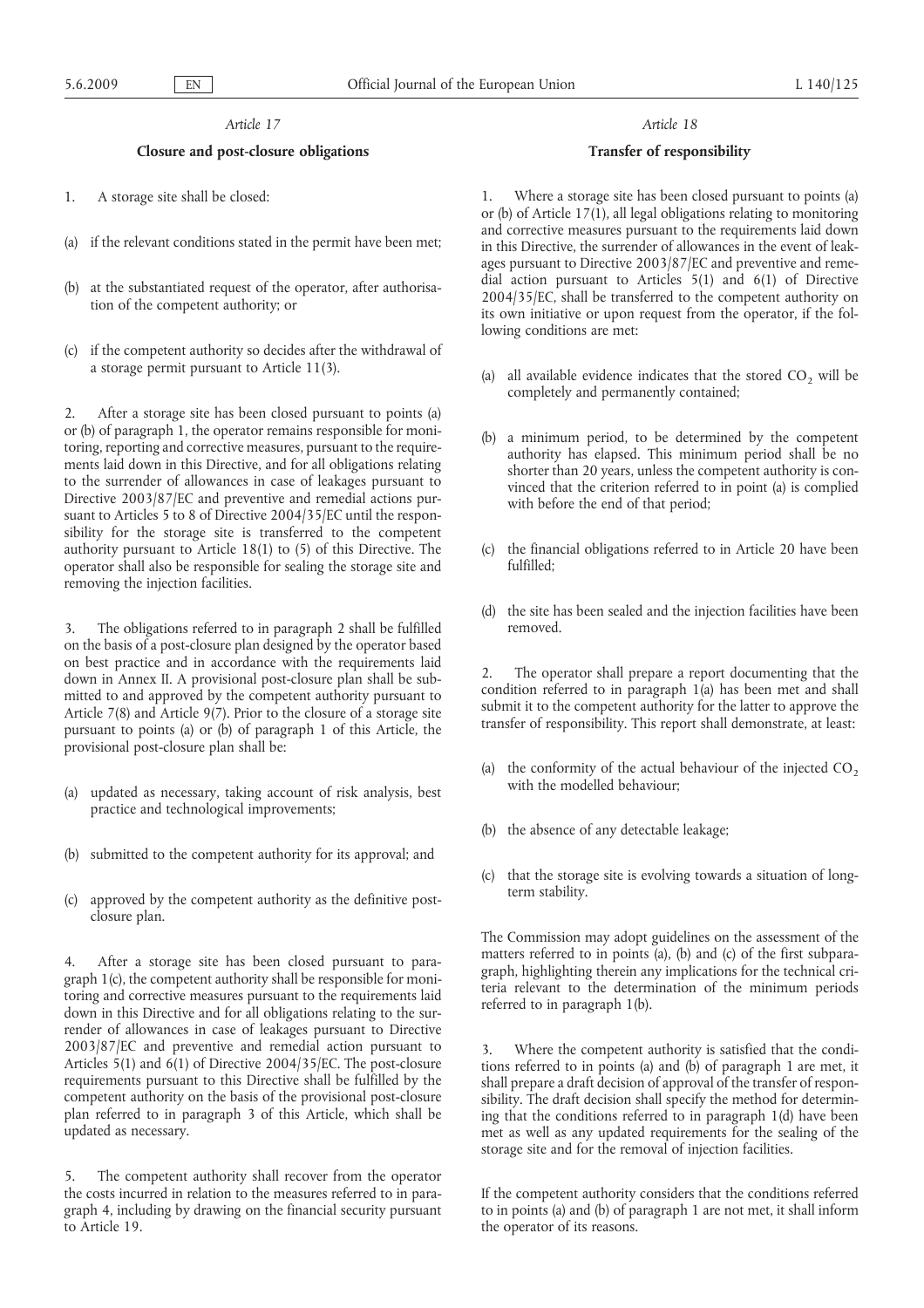*Article 17*

**Closure and post-closure obligations**

1. A storage site shall be closed:

(a) if the relevant conditions stated in the permit have been met;

(b) at the substantiated request of the operator, after authorisation of the competent authority; or

(c) if the competent authority so decides after the withdrawal of a storage permit pursuant to Article 11(3).

2. After a storage site has been closed pursuant to points (a) or (b) of paragraph 1, the operator remains responsible for monitoring, reporting and corrective measures, pursuant to the requirements laid down in this Directive, and for all obligations relating to the surrender of allowances in case of leakages pursuant to Directive 2003/87/EC and preventive and remedial actions pursuant to Articles 5 to 8 of Directive 2004/35/EC until the responsibility for the storage site is transferred to the competent authority pursuant to Article 18(1) to (5) of this Directive. The operator shall also be responsible for sealing the storage site and removing the injection facilities.

3. The obligations referred to in paragraph 2 shall be fulfilled on the basis of a post-closure plan designed by the operator based on best practice and in accordance with the requirements laid down in Annex II. A provisional post-closure plan shall be submitted to and approved by the competent authority pursuant to Article 7(8) and Article 9(7). Prior to the closure of a storage site pursuant to points (a) or (b) of paragraph 1 of this Article, the provisional post-closure plan shall be:

(a) updated as necessary, taking account of risk analysis, best practice and technological improvements;

(b) submitted to the competent authority for its approval; and

(c) approved by the competent authority as the definitive post-closure plan.

4. After a storage site has been closed pursuant to paragraph 1(c), the competent authority shall be responsible for monitoring and corrective measures pursuant to the requirements laid down in this Directive and for all obligations relating to the surrender of allowances in case of leakages pursuant to Directive 2003/87/EC and preventive and remedial action pursuant to Articles 5(1) and 6(1) of Directive 2004/35/EC. The post-closure requirements pursuant to this Directive shall be fulfilled by the competent authority on the basis of the provisional post-closure plan referred to in paragraph 3 of this Article, which shall be updated as necessary.

5. The competent authority shall recover from the operator the costs incurred in relation to the measures referred to in paragraph 4, including by drawing on the financial security pursuant to Article 19.

*Article 18*

**Transfer of responsibility**

1. Where a storage site has been closed pursuant to points (a) or (b) of Article 17(1), all legal obligations relating to monitoring and corrective measures pursuant to the requirements laid down in this Directive, the surrender of allowances in the event of leakages pursuant to Directive 2003/87/EC and preventive and remedial action pursuant to Articles 5(1) and 6(1) of Directive 2004/35/EC, shall be transferred to the competent authority on its own initiative or upon request from the operator, if the following conditions are met:

(a) all available evidence indicates that the stored $CO_2$ will be completely and permanently contained;

(b) a minimum period, to be determined by the competent authority has elapsed. This minimum period shall be no shorter than 20 years, unless the competent authority is convinced that the criterion referred to in point (a) is complied with before the end of that period;

(c) the financial obligations referred to in Article 20 have been fulfilled;

(d) the site has been sealed and the injection facilities have been removed.

2. The operator shall prepare a report documenting that the condition referred to in paragraph 1(a) has been met and shall submit it to the competent authority for the latter to approve the transfer of responsibility. This report shall demonstrate, at least:

(a) the conformity of the actual behaviour of the injected $CO_2$ with the modelled behaviour;

(b) the absence of any detectable leakage;

(c) that the storage site is evolving towards a situation of long-term stability.

The Commission may adopt guidelines on the assessment of the matters referred to in points (a), (b) and (c) of the first subparagraph, highlighting therein any implications for the technical criteria relevant to the determination of the minimum periods referred to in paragraph 1(b).

3. Where the competent authority is satisfied that the conditions referred to in points (a) and (b) of paragraph 1 are met, it shall prepare a draft decision of approval of the transfer of responsibility. The draft decision shall specify the method for determining that the conditions referred to in paragraph 1(d) have been met as well as any updated requirements for the sealing of the storage site and for the removal of injection facilities.

If the competent authority considers that the conditions referred to in points (a) and (b) of paragraph 1 are not met, it shall inform the operator of its reasons.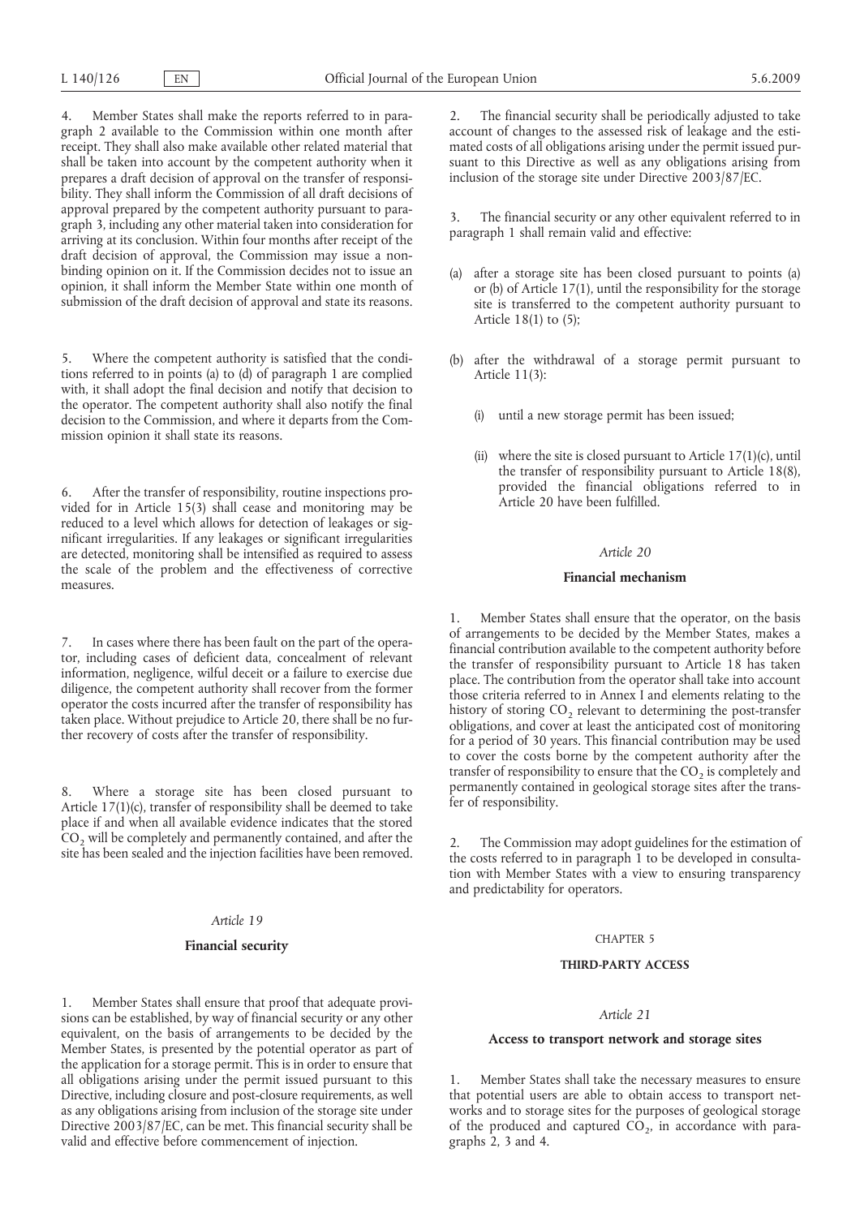4. Member States shall make the reports referred to in paragraph 2 available to the Commission within one month after receipt. They shall also make available other related material that shall be taken into account by the competent authority when it prepares a draft decision of approval on the transfer of responsibility. They shall inform the Commission of all draft decisions of approval prepared by the competent authority pursuant to paragraph 3, including any other material taken into consideration for arriving at its conclusion. Within four months after receipt of the draft decision of approval, the Commission may issue a non-binding opinion on it. If the Commission decides not to issue an opinion, it shall inform the Member State within one month of submission of the draft decision of approval and state its reasons.

5. Where the competent authority is satisfied that the conditions referred to in points (a) to (d) of paragraph 1 are complied with, it shall adopt the final decision and notify that decision to the operator. The competent authority shall also notify the final decision to the Commission, and where it departs from the Commission opinion it shall state its reasons.

6. After the transfer of responsibility, routine inspections provided for in Article 15(3) shall cease and monitoring may be reduced to a level which allows for detection of leakages or significant irregularities. If any leakages or significant irregularities are detected, monitoring shall be intensified as required to assess the scale of the problem and the effectiveness of corrective measures.

7. In cases where there has been fault on the part of the operator, including cases of deficient data, concealment of relevant information, negligence, wilful deceit or a failure to exercise due diligence, the competent authority shall recover from the former operator the costs incurred after the transfer of responsibility has taken place. Without prejudice to Article 20, there shall be no further recovery of costs after the transfer of responsibility.

8. Where a storage site has been closed pursuant to Article 17(1)(c), transfer of responsibility shall be deemed to take place if and when all available evidence indicates that the stored $CO_2$ will be completely and permanently contained, and after the site has been sealed and the injection facilities have been removed.

*Article 19*

**Financial security**

1. Member States shall ensure that proof that adequate provisions can be established, by way of financial security or any other equivalent, on the basis of arrangements to be decided by the Member States, is presented by the potential operator as part of the application for a storage permit. This is in order to ensure that all obligations arising under the permit issued pursuant to this Directive, including closure and post-closure requirements, as well as any obligations arising from inclusion of the storage site under Directive 2003/87/EC, can be met. This financial security shall be valid and effective before commencement of injection.

2. The financial security shall be periodically adjusted to take account of changes to the assessed risk of leakage and the estimated costs of all obligations arising under the permit issued pursuant to this Directive as well as any obligations arising from inclusion of the storage site under Directive 2003/87/EC.

3. The financial security or any other equivalent referred to in paragraph 1 shall remain valid and effective:

(a) after a storage site has been closed pursuant to points (a) or (b) of Article 17(1), until the responsibility for the storage site is transferred to the competent authority pursuant to Article 18(1) to (5);

(b) after the withdrawal of a storage permit pursuant to Article 11(3):

(i) until a new storage permit has been issued;

(ii) where the site is closed pursuant to Article 17(1)(c), until the transfer of responsibility pursuant to Article 18(8), provided the financial obligations referred to in Article 20 have been fulfilled.

*Article 20*

**Financial mechanism**

1. Member States shall ensure that the operator, on the basis of arrangements to be decided by the Member States, makes a financial contribution available to the competent authority before the transfer of responsibility pursuant to Article 18 has taken place. The contribution from the operator shall take into account those criteria referred to in Annex I and elements relating to the history of storing $CO_2$ relevant to determining the post-transfer obligations, and cover at least the anticipated cost of monitoring for a period of 30 years. This financial contribution may be used to cover the costs borne by the competent authority after the transfer of responsibility to ensure that the $CO_2$ is completely and permanently contained in geological storage sites after the transfer of responsibility.

2. The Commission may adopt guidelines for the estimation of the costs referred to in paragraph 1 to be developed in consultation with Member States with a view to ensuring transparency and predictability for operators.

CHAPTER 5

**THIRD-PARTY ACCESS**

*Article 21*

**Access to transport network and storage sites**

1. Member States shall take the necessary measures to ensure that potential users are able to obtain access to transport networks and to storage sites for the purposes of geological storage of the produced and captured $CO_2$, in accordance with paragraphs 2, 3 and 4.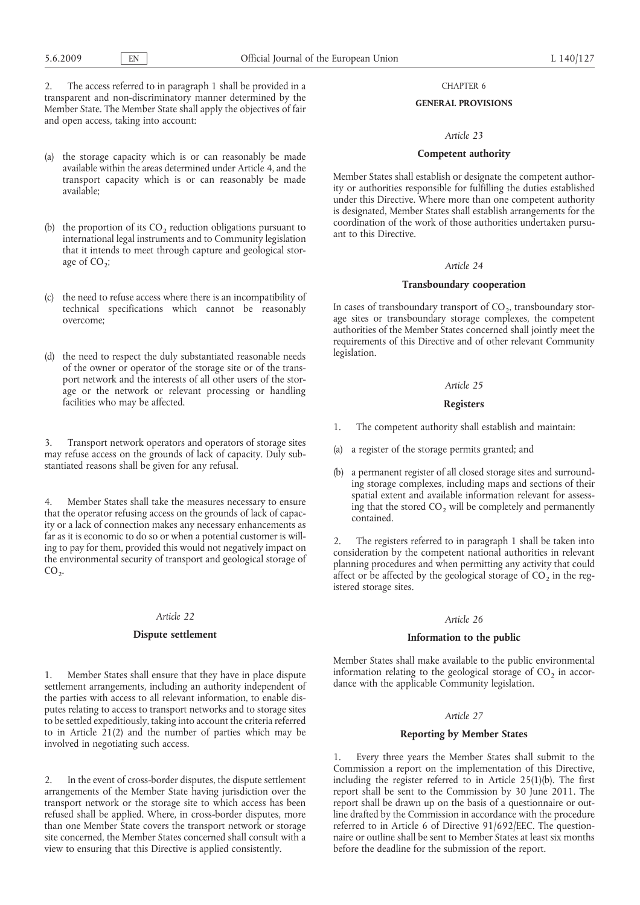2. The access referred to in paragraph 1 shall be provided in a transparent and non-discriminatory manner determined by the Member State. The Member State shall apply the objectives of fair and open access, taking into account:

(a) the storage capacity which is or can reasonably be made available within the areas determined under Article 4, and the transport capacity which is or can reasonably be made available;

(b) the proportion of its $CO_2$ reduction obligations pursuant to international legal instruments and to Community legislation that it intends to meet through capture and geological storage of $CO_2$;

(c) the need to refuse access where there is an incompatibility of technical specifications which cannot be reasonably overcome;

(d) the need to respect the duly substantiated reasonable needs of the owner or operator of the storage site or of the transport network and the interests of all other users of the storage or the network or relevant processing or handling facilities who may be affected.

3. Transport network operators and operators of storage sites may refuse access on the grounds of lack of capacity. Duly substantiated reasons shall be given for any refusal.

4. Member States shall take the measures necessary to ensure that the operator refusing access on the grounds of lack of capacity or a lack of connection makes any necessary enhancements as far as it is economic to do so or when a potential customer is willing to pay for them, provided this would not negatively impact on the environmental security of transport and geological storage of $CO_2$.

*Article 22*

**Dispute settlement**

1. Member States shall ensure that they have in place dispute settlement arrangements, including an authority independent of the parties with access to all relevant information, to enable disputes relating to access to transport networks and to storage sites to be settled expeditiously, taking into account the criteria referred to in Article 21(2) and the number of parties which may be involved in negotiating such access.

2. In the event of cross-border disputes, the dispute settlement arrangements of the Member State having jurisdiction over the transport network or the storage site to which access has been refused shall be applied. Where, in cross-border disputes, more than one Member State covers the transport network or storage site concerned, the Member States concerned shall consult with a view to ensuring that this Directive is applied consistently.

CHAPTER 6

**GENERAL PROVISIONS**

*Article 23*

**Competent authority**

Member States shall establish or designate the competent authority or authorities responsible for fulfilling the duties established under this Directive. Where more than one competent authority is designated, Member States shall establish arrangements for the coordination of the work of those authorities undertaken pursuant to this Directive.

*Article 24*

**Transboundary cooperation**

In cases of transboundary transport of $CO_2$, transboundary storage sites or transboundary storage complexes, the competent authorities of the Member States concerned shall jointly meet the requirements of this Directive and of other relevant Community legislation.

*Article 25*

**Registers**

1. The competent authority shall establish and maintain:

(a) a register of the storage permits granted; and

(b) a permanent register of all closed storage sites and surrounding storage complexes, including maps and sections of their spatial extent and available information relevant for assessing that the stored $CO_2$ will be completely and permanently contained.

2. The registers referred to in paragraph 1 shall be taken into consideration by the competent national authorities in relevant planning procedures and when permitting any activity that could affect or be affected by the geological storage of $CO_2$ in the registered storage sites.

*Article 26*

**Information to the public**

Member States shall make available to the public environmental information relating to the geological storage of $CO_2$ in accordance with the applicable Community legislation.

*Article 27*

**Reporting by Member States**

1. Every three years the Member States shall submit to the Commission a report on the implementation of this Directive, including the register referred to in Article 25(1)(b). The first report shall be sent to the Commission by 30 June 2011. The report shall be drawn up on the basis of a questionnaire or outline drafted by the Commission in accordance with the procedure referred to in Article 6 of Directive 91/692/EEC. The questionnaire or outline shall be sent to Member States at least six months before the deadline for the submission of the report.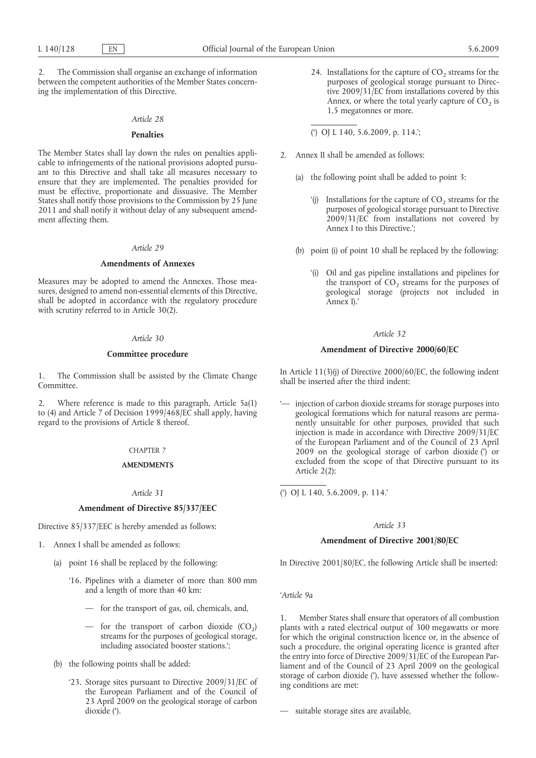2. The Commission shall organise an exchange of information between the competent authorities of the Member States concerning the implementation of this Directive.

*Article 28*

**Penalties**

The Member States shall lay down the rules on penalties applicable to infringements of the national provisions adopted pursuant to this Directive and shall take all measures necessary to ensure that they are implemented. The penalties provided for must be effective, proportionate and dissuasive. The Member States shall notify those provisions to the Commission by 25 June 2011 and shall notify it without delay of any subsequent amendment affecting them.

*Article 29*

**Amendments of Annexes**

Measures may be adopted to amend the Annexes. Those measures, designed to amend non-essential elements of this Directive, shall be adopted in accordance with the regulatory procedure with scrutiny referred to in Article 30(2).

*Article 30*

**Committee procedure**

1. The Commission shall be assisted by the Climate Change Committee.

2. Where reference is made to this paragraph, Article 5a(1) to (4) and Article 7 of Decision 1999/468/EC shall apply, having regard to the provisions of Article 8 thereof.

CHAPTER 7

**AMENDMENTS**

*Article 31*

**Amendment of Directive 85/337/EEC**

Directive 85/337/EEC is hereby amended as follows:

1. Annex I shall be amended as follows:

   (a) point 16 shall be replaced by the following:

   '16. Pipelines with a diameter of more than 800 mm and a length of more than 40 km:

   — for the transport of gas, oil, chemicals, and,

   — for the transport of carbon dioxide ($CO_2$) streams for the purposes of geological storage, including associated booster stations.';

   (b) the following points shall be added:

   '23. Storage sites pursuant to Directive 2009/31/EC of the European Parliament and of the Council of 23 April 2009 on the geological storage of carbon dioxide (*).

   24. Installations for the capture of $CO_2$ streams for the purposes of geological storage pursuant to Directive 2009/31/EC from installations covered by this Annex, or where the total yearly capture of $CO_2$ is 1,5 megatonnes or more.

   (*) OJ L 140, 5.6.2009, p. 114.';

2. Annex II shall be amended as follows:

   (a) the following point shall be added to point 3:

   '(j) Installations for the capture of $CO_2$ streams for the purposes of geological storage pursuant to Directive 2009/31/EC from installations not covered by Annex I to this Directive.';

   (b) point (i) of point 10 shall be replaced by the following:

   '(i) Oil and gas pipeline installations and pipelines for the transport of $CO_2$ streams for the purposes of geological storage (projects not included in Annex I).'

*Article 32*

**Amendment of Directive 2000/60/EC**

In Article 11(3)(j) of Directive 2000/60/EC, the following indent shall be inserted after the third indent:

'— injection of carbon dioxide streams for storage purposes into geological formations which for natural reasons are permanently unsuitable for other purposes, provided that such injection is made in accordance with Directive 2009/31/EC of the European Parliament and of the Council of 23 April 2009 on the geological storage of carbon dioxide (*) or excluded from the scope of that Directive pursuant to its Article 2(2);

(*) OJ L 140, 5.6.2009, p. 114.'

*Article 33*

**Amendment of Directive 2001/80/EC**

In Directive 2001/80/EC, the following Article shall be inserted:

'*Article 9a*

1. Member States shall ensure that operators of all combustion plants with a rated electrical output of 300 megawatts or more for which the original construction licence or, in the absence of such a procedure, the original operating licence is granted after the entry into force of Directive 2009/31/EC of the European Parliament and of the Council of 23 April 2009 on the geological storage of carbon dioxide (*), have assessed whether the following conditions are met:

— suitable storage sites are available,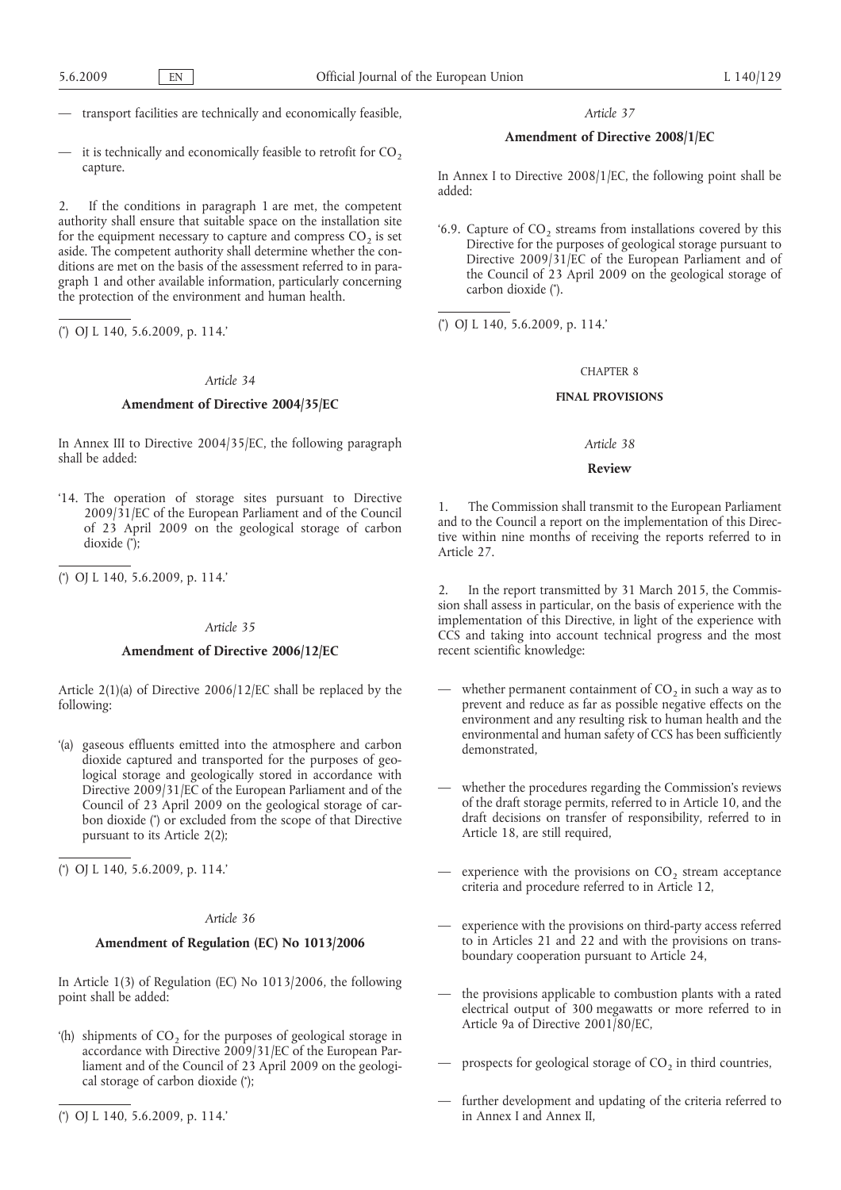— transport facilities are technically and economically feasible,

— it is technically and economically feasible to retrofit for $CO_2$ capture.

2. If the conditions in paragraph 1 are met, the competent authority shall ensure that suitable space on the installation site for the equipment necessary to capture and compress $CO_2$ is set aside. The competent authority shall determine whether the conditions are met on the basis of the assessment referred to in paragraph 1 and other available information, particularly concerning the protection of the environment and human health.

(*) OJ L 140, 5.6.2009, p. 114.'

*Article 34*

**Amendment of Directive 2004/35/EC**

In Annex III to Directive 2004/35/EC, the following paragraph shall be added:

'14. The operation of storage sites pursuant to Directive 2009/31/EC of the European Parliament and of the Council of 23 April 2009 on the geological storage of carbon dioxide (*);

(*) OJ L 140, 5.6.2009, p. 114.'

*Article 35*

**Amendment of Directive 2006/12/EC**

Article 2(1)(a) of Directive 2006/12/EC shall be replaced by the following:

'(a) gaseous effluents emitted into the atmosphere and carbon dioxide captured and transported for the purposes of geological storage and geologically stored in accordance with Directive 2009/31/EC of the European Parliament and of the Council of 23 April 2009 on the geological storage of carbon dioxide (*) or excluded from the scope of that Directive pursuant to its Article 2(2);

(*) OJ L 140, 5.6.2009, p. 114.'

*Article 36*

**Amendment of Regulation (EC) No 1013/2006**

In Article 1(3) of Regulation (EC) No 1013/2006, the following point shall be added:

'(h) shipments of $CO_2$ for the purposes of geological storage in accordance with Directive 2009/31/EC of the European Parliament and of the Council of 23 April 2009 on the geological storage of carbon dioxide (*);

(*) OJ L 140, 5.6.2009, p. 114.'

*Article 37*

**Amendment of Directive 2008/1/EC**

In Annex I to Directive 2008/1/EC, the following point shall be added:

'6.9. Capture of $CO_2$ streams from installations covered by this Directive for the purposes of geological storage pursuant to Directive 2009/31/EC of the European Parliament and of the Council of 23 April 2009 on the geological storage of carbon dioxide (*).

(*) OJ L 140, 5.6.2009, p. 114.'

CHAPTER 8

**FINAL PROVISIONS**

*Article 38*

**Review**

1. The Commission shall transmit to the European Parliament and to the Council a report on the implementation of this Directive within nine months of receiving the reports referred to in Article 27.

2. In the report transmitted by 31 March 2015, the Commission shall assess in particular, on the basis of experience with the implementation of this Directive, in light of the experience with CCS and taking into account technical progress and the most recent scientific knowledge:

— whether permanent containment of $CO_2$ in such a way as to prevent and reduce as far as possible negative effects on the environment and any resulting risk to human health and the environmental and human safety of CCS has been sufficiently demonstrated,

— whether the procedures regarding the Commission's reviews of the draft storage permits, referred to in Article 10, and the draft decisions on transfer of responsibility, referred to in Article 18, are still required,

— experience with the provisions on $CO_2$ stream acceptance criteria and procedure referred to in Article 12,

— experience with the provisions on third-party access referred to in Articles 21 and 22 and with the provisions on transboundary cooperation pursuant to Article 24,

— the provisions applicable to combustion plants with a rated electrical output of 300 megawatts or more referred to in Article 9a of Directive 2001/80/EC,

— prospects for geological storage of $CO_2$ in third countries,

— further development and updating of the criteria referred to in Annex I and Annex II,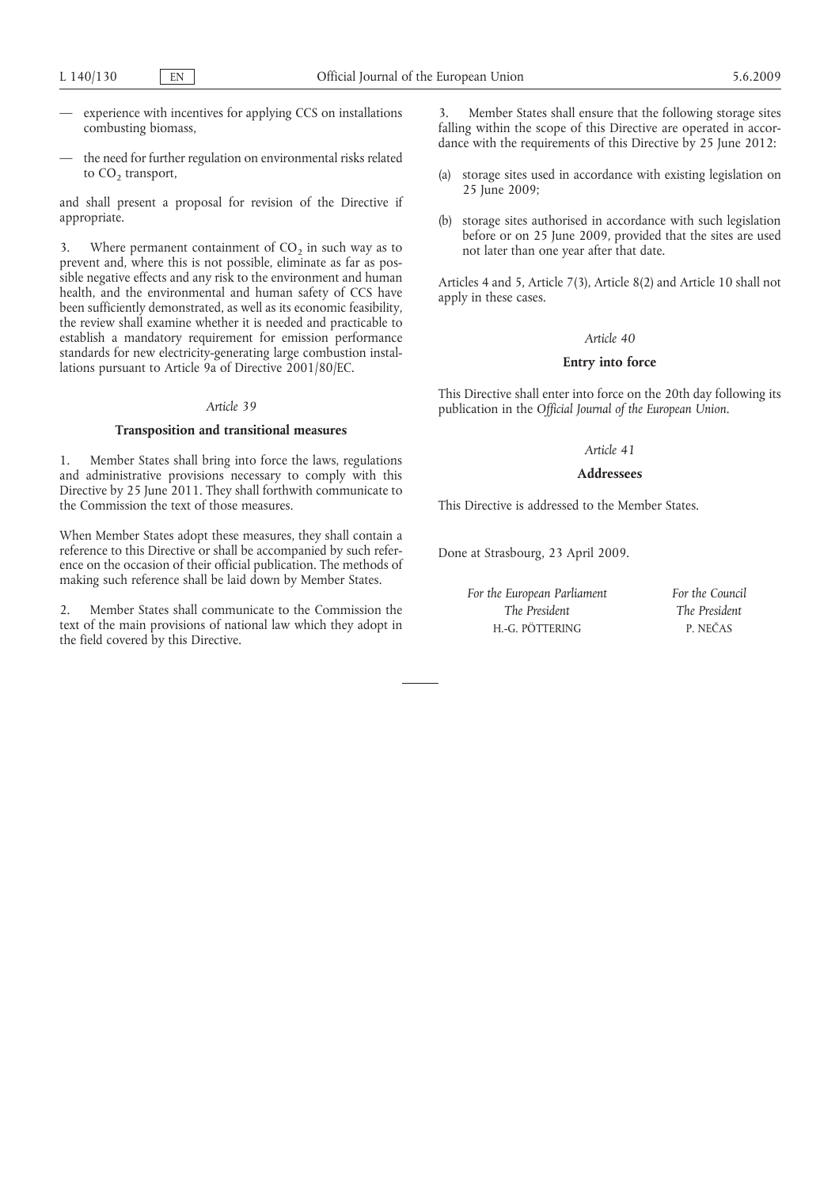— experience with incentives for applying CCS on installations combusting biomass,

— the need for further regulation on environmental risks related to $CO_2$ transport,

and shall present a proposal for revision of the Directive if appropriate.

3. Where permanent containment of $CO_2$ in such way as to prevent and, where this is not possible, eliminate as far as possible negative effects and any risk to the environment and human health, and the environmental and human safety of CCS have been sufficiently demonstrated, as well as its economic feasibility, the review shall examine whether it is needed and practicable to establish a mandatory requirement for emission performance standards for new electricity-generating large combustion installations pursuant to Article 9a of Directive 2001/80/EC.

*Article 39*

**Transposition and transitional measures**

1. Member States shall bring into force the laws, regulations and administrative provisions necessary to comply with this Directive by 25 June 2011. They shall forthwith communicate to the Commission the text of those measures.

When Member States adopt these measures, they shall contain a reference to this Directive or shall be accompanied by such reference on the occasion of their official publication. The methods of making such reference shall be laid down by Member States.

2. Member States shall communicate to the Commission the text of the main provisions of national law which they adopt in the field covered by this Directive.

3. Member States shall ensure that the following storage sites falling within the scope of this Directive are operated in accordance with the requirements of this Directive by 25 June 2012:

(a) storage sites used in accordance with existing legislation on 25 June 2009;

(b) storage sites authorised in accordance with such legislation before or on 25 June 2009, provided that the sites are used not later than one year after that date.

Articles 4 and 5, Article 7(3), Article 8(2) and Article 10 shall not apply in these cases.

*Article 40*

**Entry into force**

This Directive shall enter into force on the 20th day following its publication in the *Official Journal of the European Union*.

*Article 41*

**Addressees**

This Directive is addressed to the Member States.

Done at Strasbourg, 23 April 2009.

| *For the European Parliament* | *For the Council* |
|---|---|
| *The President* | *The President* |
| H.-G. PÖTTERING | P. NEČAS |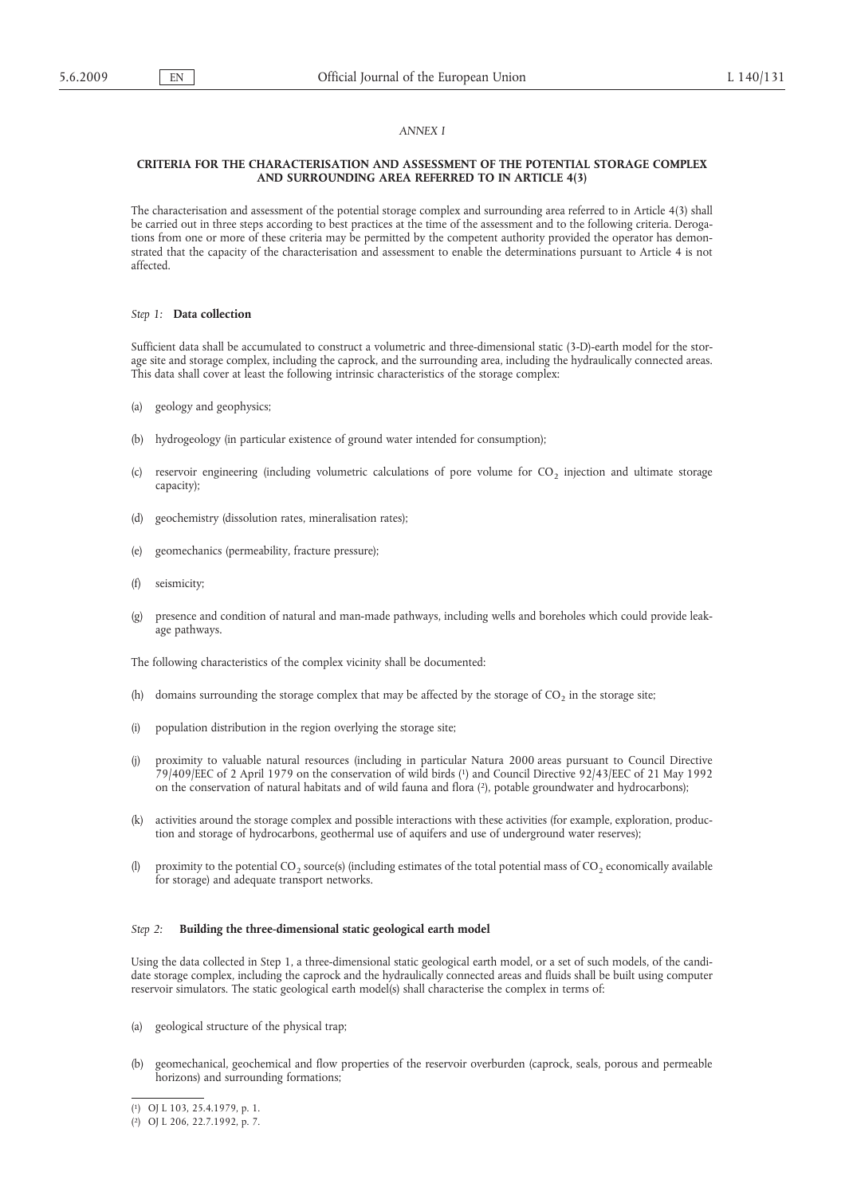*ANNEX I*

## CRITERIA FOR THE CHARACTERISATION AND ASSESSMENT OF THE POTENTIAL STORAGE COMPLEX AND SURROUNDING AREA REFERRED TO IN ARTICLE 4(3)

The characterisation and assessment of the potential storage complex and surrounding area referred to in Article 4(3) shall be carried out in three steps according to best practices at the time of the assessment and to the following criteria. Derogations from one or more of these criteria may be permitted by the competent authority provided the operator has demonstrated that the capacity of the characterisation and assessment to enable the determinations pursuant to Article 4 is not affected.

### *Step 1:* **Data collection**

Sufficient data shall be accumulated to construct a volumetric and three-dimensional static (3-D)-earth model for the storage site and storage complex, including the caprock, and the surrounding area, including the hydraulically connected areas. This data shall cover at least the following intrinsic characteristics of the storage complex:

(a) geology and geophysics;

(b) hydrogeology (in particular existence of ground water intended for consumption);

(c) reservoir engineering (including volumetric calculations of pore volume for $CO_2$ injection and ultimate storage capacity);

(d) geochemistry (dissolution rates, mineralisation rates);

(e) geomechanics (permeability, fracture pressure);

(f) seismicity;

(g) presence and condition of natural and man-made pathways, including wells and boreholes which could provide leakage pathways.

The following characteristics of the complex vicinity shall be documented:

(h) domains surrounding the storage complex that may be affected by the storage of $CO_2$ in the storage site;

(i) population distribution in the region overlying the storage site;

(j) proximity to valuable natural resources (including in particular Natura 2000 areas pursuant to Council Directive 79/409/EEC of 2 April 1979 on the conservation of wild birds [1] and Council Directive 92/43/EEC of 21 May 1992 on the conservation of natural habitats and of wild fauna and flora [2], potable groundwater and hydrocarbons);

(k) activities around the storage complex and possible interactions with these activities (for example, exploration, production and storage of hydrocarbons, geothermal use of aquifers and use of underground water reserves);

(l) proximity to the potential $CO_2$ source(s) (including estimates of the total potential mass of $CO_2$ economically available for storage) and adequate transport networks.

### *Step 2:* **Building the three-dimensional static geological earth model**

Using the data collected in Step 1, a three-dimensional static geological earth model, or a set of such models, of the candidate storage complex, including the caprock and the hydraulically connected areas and fluids shall be built using computer reservoir simulators. The static geological earth model(s) shall characterise the complex in terms of:

(a) geological structure of the physical trap;

(b) geomechanical, geochemical and flow properties of the reservoir overburden (caprock, seals, porous and permeable horizons) and surrounding formations;

---

[1] OJ L 103, 25.4.1979, p. 1.

[2] OJ L 206, 22.7.1992, p. 7.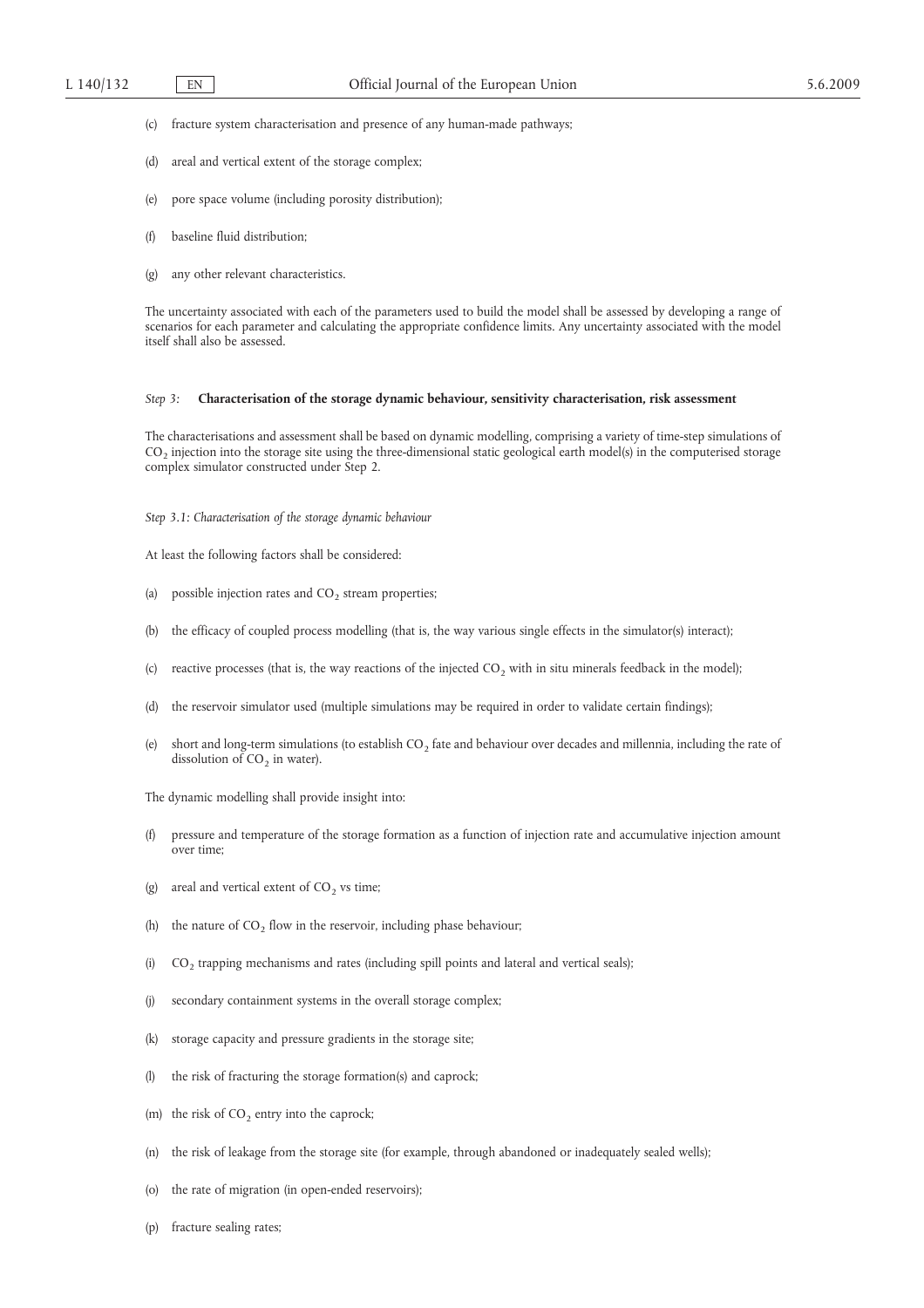(c) fracture system characterisation and presence of any human-made pathways;

(d) areal and vertical extent of the storage complex;

(e) pore space volume (including porosity distribution);

(f) baseline fluid distribution;

(g) any other relevant characteristics.

The uncertainty associated with each of the parameters used to build the model shall be assessed by developing a range of scenarios for each parameter and calculating the appropriate confidence limits. Any uncertainty associated with the model itself shall also be assessed.

*Step 3:* **Characterisation of the storage dynamic behaviour, sensitivity characterisation, risk assessment**

The characterisations and assessment shall be based on dynamic modelling, comprising a variety of time-step simulations of $CO_2$ injection into the storage site using the three-dimensional static geological earth model(s) in the computerised storage complex simulator constructed under Step 2.

*Step 3.1: Characterisation of the storage dynamic behaviour*

At least the following factors shall be considered:

(a) possible injection rates and $CO_2$ stream properties;

(b) the efficacy of coupled process modelling (that is, the way various single effects in the simulator(s) interact);

(c) reactive processes (that is, the way reactions of the injected $CO_2$ with in situ minerals feedback in the model);

(d) the reservoir simulator used (multiple simulations may be required in order to validate certain findings);

(e) short and long-term simulations (to establish $CO_2$ fate and behaviour over decades and millennia, including the rate of dissolution of $CO_2$ in water).

The dynamic modelling shall provide insight into:

(f) pressure and temperature of the storage formation as a function of injection rate and accumulative injection amount over time;

(g) areal and vertical extent of $CO_2$ vs time;

(h) the nature of $CO_2$ flow in the reservoir, including phase behaviour;

(i) $CO_2$ trapping mechanisms and rates (including spill points and lateral and vertical seals);

(j) secondary containment systems in the overall storage complex;

(k) storage capacity and pressure gradients in the storage site;

(l) the risk of fracturing the storage formation(s) and caprock;

(m) the risk of $CO_2$ entry into the caprock;

(n) the risk of leakage from the storage site (for example, through abandoned or inadequately sealed wells);

(o) the rate of migration (in open-ended reservoirs);

(p) fracture sealing rates;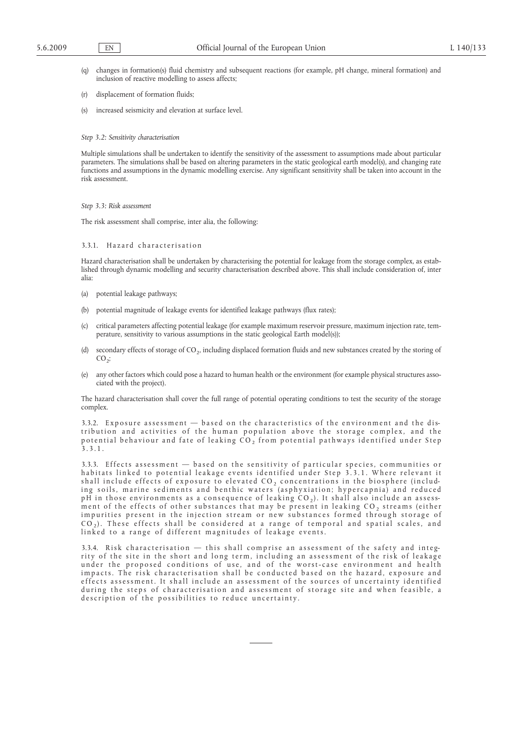(q) changes in formation(s) fluid chemistry and subsequent reactions (for example, pH change, mineral formation) and inclusion of reactive modelling to assess affects;

(r) displacement of formation fluids;

(s) increased seismicity and elevation at surface level.

*Step 3.2: Sensitivity characterisation*

Multiple simulations shall be undertaken to identify the sensitivity of the assessment to assumptions made about particular parameters. The simulations shall be based on altering parameters in the static geological earth model(s), and changing rate functions and assumptions in the dynamic modelling exercise. Any significant sensitivity shall be taken into account in the risk assessment.

*Step 3.3: Risk assessment*

The risk assessment shall comprise, inter alia, the following:

3.3.1. Hazard characterisation

Hazard characterisation shall be undertaken by characterising the potential for leakage from the storage complex, as established through dynamic modelling and security characterisation described above. This shall include consideration of, inter alia:

(a) potential leakage pathways;

(b) potential magnitude of leakage events for identified leakage pathways (flux rates);

(c) critical parameters affecting potential leakage (for example maximum reservoir pressure, maximum injection rate, temperature, sensitivity to various assumptions in the static geological Earth model(s));

(d) secondary effects of storage of $CO_2$, including displaced formation fluids and new substances created by the storing of $CO_2$;

(e) any other factors which could pose a hazard to human health or the environment (for example physical structures associated with the project).

The hazard characterisation shall cover the full range of potential operating conditions to test the security of the storage complex.

3.3.2. Exposure assessment — based on the characteristics of the environment and the distribution and activities of the human population above the storage complex, and the potential behaviour and fate of leaking $CO_2$ from potential pathways identified under Step 3.3.1.

3.3.3. Effects assessment — based on the sensitivity of particular species, communities or habitats linked to potential leakage events identified under Step 3.3.1. Where relevant it shall include effects of exposure to elevated $CO_2$ concentrations in the biosphere (including soils, marine sediments and benthic waters (asphyxiation; hypercapnia) and reduced pH in those environments as a consequence of leaking $CO_2$). It shall also include an assessment of the effects of other substances that may be present in leaking $CO_2$ streams (either impurities present in the injection stream or new substances formed through storage of $CO_2$). These effects shall be considered at a range of temporal and spatial scales, and linked to a range of different magnitudes of leakage events.

3.3.4. Risk characterisation — this shall comprise an assessment of the safety and integrity of the site in the short and long term, including an assessment of the risk of leakage under the proposed conditions of use, and of the worst-case environment and health impacts. The risk characterisation shall be conducted based on the hazard, exposure and effects assessment. It shall include an assessment of the sources of uncertainty identified during the steps of characterisation and assessment of storage site and when feasible, a description of the possibilities to reduce uncertainty.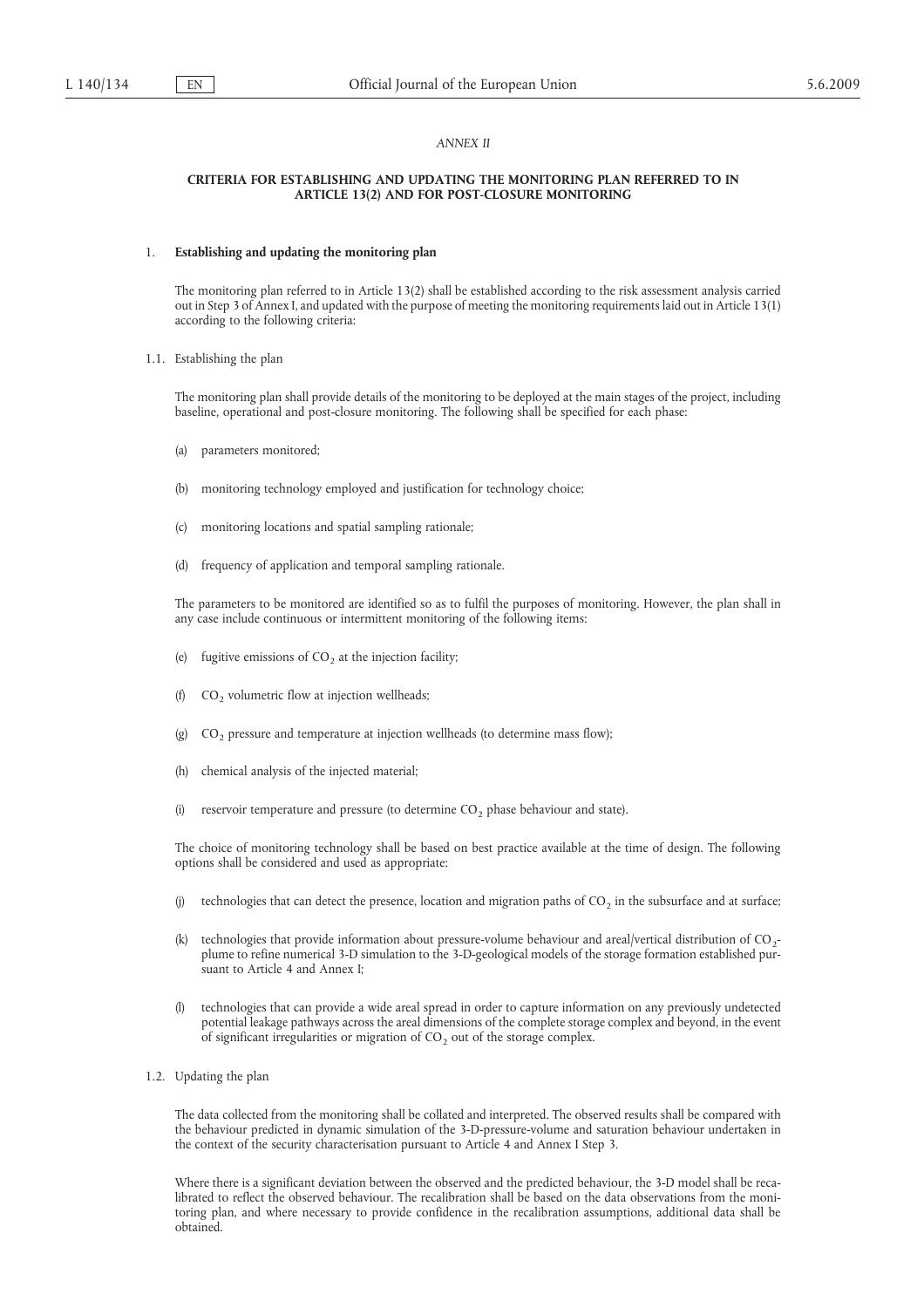*ANNEX II*

**CRITERIA FOR ESTABLISHING AND UPDATING THE MONITORING PLAN REFERRED TO IN ARTICLE 13(2) AND FOR POST-CLOSURE MONITORING**

1. **Establishing and updating the monitoring plan**

The monitoring plan referred to in Article 13(2) shall be established according to the risk assessment analysis carried out in Step 3 of Annex I, and updated with the purpose of meeting the monitoring requirements laid out in Article 13(1) according to the following criteria:

1.1. Establishing the plan

The monitoring plan shall provide details of the monitoring to be deployed at the main stages of the project, including baseline, operational and post-closure monitoring. The following shall be specified for each phase:

(a) parameters monitored;

(b) monitoring technology employed and justification for technology choice;

(c) monitoring locations and spatial sampling rationale;

(d) frequency of application and temporal sampling rationale.

The parameters to be monitored are identified so as to fulfil the purposes of monitoring. However, the plan shall in any case include continuous or intermittent monitoring of the following items:

(e) fugitive emissions of $CO_2$ at the injection facility;

(f) $CO_2$ volumetric flow at injection wellheads;

(g) $CO_2$ pressure and temperature at injection wellheads (to determine mass flow);

(h) chemical analysis of the injected material;

(i) reservoir temperature and pressure (to determine $CO_2$ phase behaviour and state).

The choice of monitoring technology shall be based on best practice available at the time of design. The following options shall be considered and used as appropriate:

(j) technologies that can detect the presence, location and migration paths of $CO_2$ in the subsurface and at surface;

(k) technologies that provide information about pressure-volume behaviour and areal/vertical distribution of $CO_2$-plume to refine numerical 3-D simulation to the 3-D-geological models of the storage formation established pursuant to Article 4 and Annex I;

(l) technologies that can provide a wide areal spread in order to capture information on any previously undetected potential leakage pathways across the areal dimensions of the complete storage complex and beyond, in the event of significant irregularities or migration of $CO_2$ out of the storage complex.

1.2. Updating the plan

The data collected from the monitoring shall be collated and interpreted. The observed results shall be compared with the behaviour predicted in dynamic simulation of the 3-D-pressure-volume and saturation behaviour undertaken in the context of the security characterisation pursuant to Article 4 and Annex I Step 3.

Where there is a significant deviation between the observed and the predicted behaviour, the 3-D model shall be recalibrated to reflect the observed behaviour. The recalibration shall be based on the data observations from the monitoring plan, and where necessary to provide confidence in the recalibration assumptions, additional data shall be obtained.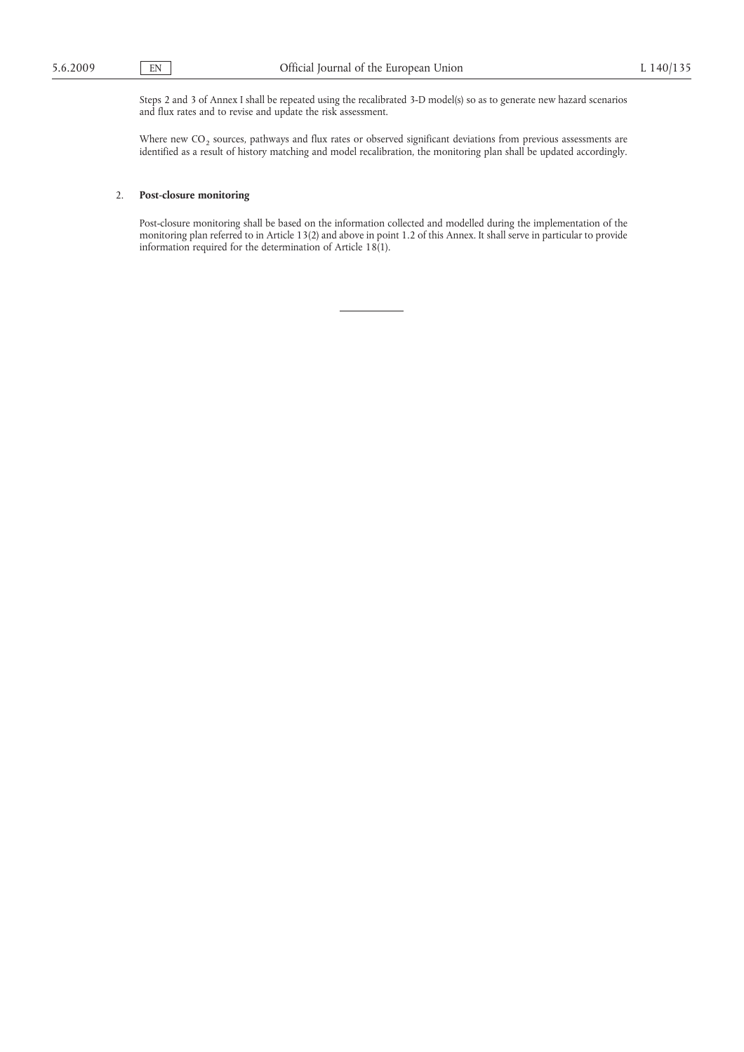Steps 2 and 3 of Annex I shall be repeated using the recalibrated 3-D model(s) so as to generate new hazard scenarios and flux rates and to revise and update the risk assessment.

Where new $CO_2$ sources, pathways and flux rates or observed significant deviations from previous assessments are identified as a result of history matching and model recalibration, the monitoring plan shall be updated accordingly.

2. **Post-closure monitoring**

Post-closure monitoring shall be based on the information collected and modelled during the implementation of the monitoring plan referred to in Article 13(2) and above in point 1.2 of this Annex. It shall serve in particular to provide information required for the determination of Article 18(1).